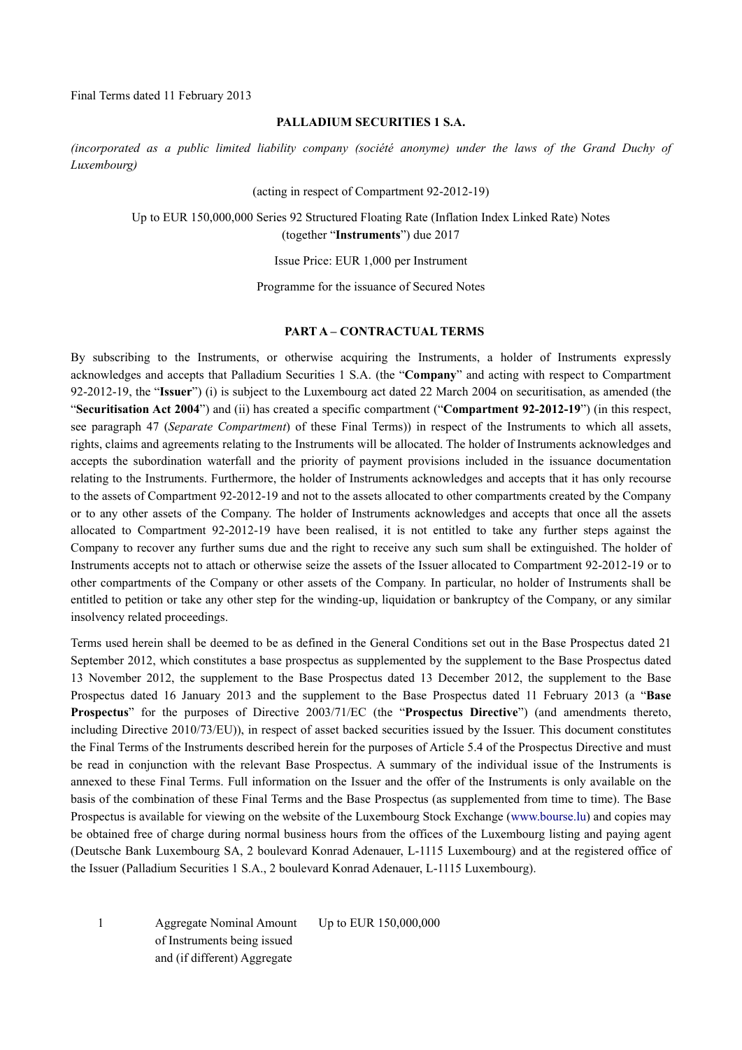Final Terms dated 11 February 2013

**PALLADIUM SECURITIES 1 S.A.**

*(incorporated as a public limited liability company (société anonyme) under the laws of the Grand Duchy of Luxembourg)*

(acting in respect of Compartment 92-2012-19)

Up to EUR 150,000,000 Series 92 Structured Floating Rate (Inflation Index Linked Rate) Notes (together "**Instruments**") due 2017

Issue Price: EUR 1,000 per Instrument

Programme for the issuance of Secured Notes

## PART A – CONTRACTUAL TERMS

By subscribing to the Instruments, or otherwise acquiring the Instruments, a holder of Instruments expressly acknowledges and accepts that Palladium Securities 1 S.A. (the "**Company**" and acting with respect to Compartment 92-2012-19, the "**Issuer**") (i) is subject to the Luxembourg act dated 22 March 2004 on securitisation, as amended (the "**Securitisation Act 2004**") and (ii) has created a specific compartment ("**Compartment 92-2012-19**") (in this respect, see paragraph 47 (*Separate Compartment*) of these Final Terms)) in respect of the Instruments to which all assets, rights, claims and agreements relating to the Instruments will be allocated. The holder of Instruments acknowledges and accepts the subordination waterfall and the priority of payment provisions included in the issuance documentation relating to the Instruments. Furthermore, the holder of Instruments acknowledges and accepts that it has only recourse to the assets of Compartment 92-2012-19 and not to the assets allocated to other compartments created by the Company or to any other assets of the Company. The holder of Instruments acknowledges and accepts that once all the assets allocated to Compartment 92-2012-19 have been realised, it is not entitled to take any further steps against the Company to recover any further sums due and the right to receive any such sum shall be extinguished. The holder of Instruments accepts not to attach or otherwise seize the assets of the Issuer allocated to Compartment 92-2012-19 or to other compartments of the Company or other assets of the Company. In particular, no holder of Instruments shall be entitled to petition or take any other step for the winding-up, liquidation or bankruptcy of the Company, or any similar insolvency related proceedings.

Terms used herein shall be deemed to be as defined in the General Conditions set out in the Base Prospectus dated 21 September 2012, which constitutes a base prospectus as supplemented by the supplement to the Base Prospectus dated 13 November 2012, the supplement to the Base Prospectus dated 13 December 2012, the supplement to the Base Prospectus dated 16 January 2013 and the supplement to the Base Prospectus dated 11 February 2013 (a "**Base Prospectus**" for the purposes of Directive 2003/71/EC (the "**Prospectus Directive**") (and amendments thereto, including Directive 2010/73/EU)), in respect of asset backed securities issued by the Issuer. This document constitutes the Final Terms of the Instruments described herein for the purposes of Article 5.4 of the Prospectus Directive and must be read in conjunction with the relevant Base Prospectus. A summary of the individual issue of the Instruments is annexed to these Final Terms. Full information on the Issuer and the offer of the Instruments is only available on the basis of the combination of these Final Terms and the Base Prospectus (as supplemented from time to time). The Base Prospectus is available for viewing on the website of the Luxembourg Stock Exchange (www.bourse.lu) and copies may be obtained free of charge during normal business hours from the offices of the Luxembourg listing and paying agent (Deutsche Bank Luxembourg SA, 2 boulevard Konrad Adenauer, L-1115 Luxembourg) and at the registered office of the Issuer (Palladium Securities 1 S.A., 2 boulevard Konrad Adenauer, L-1115 Luxembourg).

| | | |
|---|---|---|
| 1 | Aggregate Nominal Amount of Instruments being issued and (if different) Aggregate | Up to EUR 150,000,000 |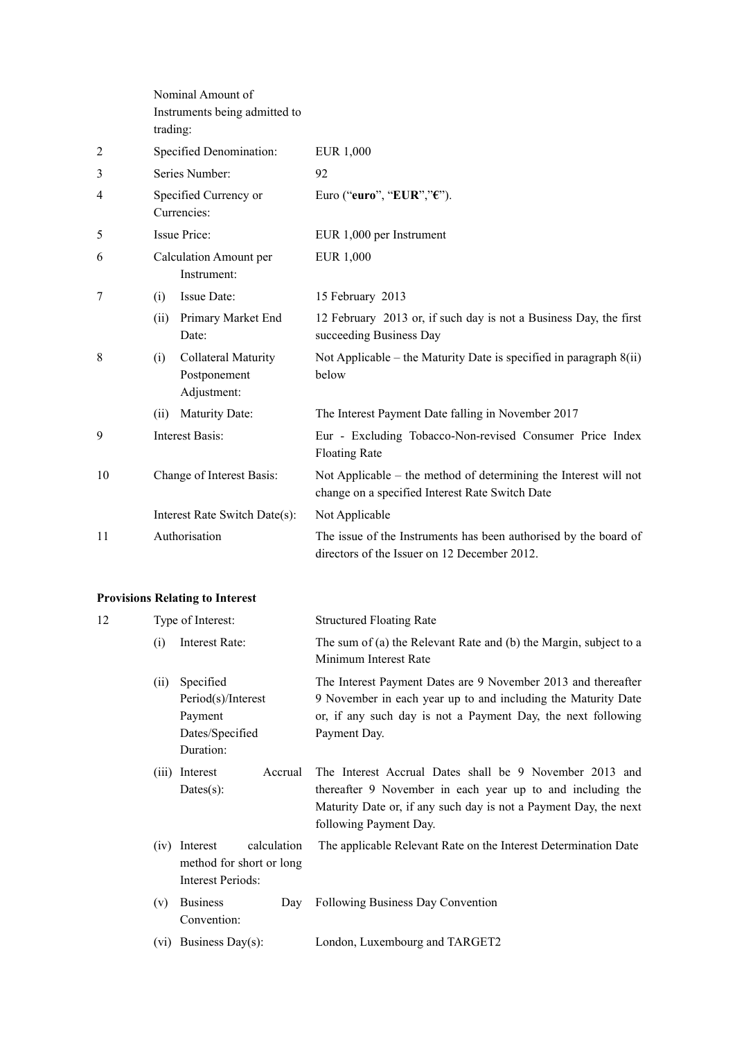| | | |
|---|---|---|
| | Nominal Amount of Instruments being admitted to trading: | |
| 2 | Specified Denomination: | EUR 1,000 |
| 3 | Series Number: | 92 |
| 4 | Specified Currency or Currencies: | Euro ("**euro**", "**EUR**","**€**"). |
| 5 | Issue Price: | EUR 1,000 per Instrument |
| 6 | Calculation Amount per Instrument: | EUR 1,000 |
| 7 | (i) Issue Date: | 15 February 2013 |
| | (ii) Primary Market End Date: | 12 February 2013 or, if such day is not a Business Day, the first succeeding Business Day |
| 8 | (i) Collateral Maturity Postponement Adjustment: | Not Applicable – the Maturity Date is specified in paragraph 8(ii) below |
| | (ii) Maturity Date: | The Interest Payment Date falling in November 2017 |
| 9 | Interest Basis: | Eur - Excluding Tobacco-Non-revised Consumer Price Index Floating Rate |
| 10 | Change of Interest Basis: | Not Applicable – the method of determining the Interest will not change on a specified Interest Rate Switch Date |
| | Interest Rate Switch Date(s): | Not Applicable |
| 11 | Authorisation | The issue of the Instruments has been authorised by the board of directors of the Issuer on 12 December 2012. |

**Provisions Relating to Interest**

| | | |
|---|---|---|
| 12 | Type of Interest: | Structured Floating Rate |
| | (i) Interest Rate: | The sum of (a) the Relevant Rate and (b) the Margin, subject to a Minimum Interest Rate |
| | (ii) Specified Period(s)/Interest Payment Dates/Specified Duration: | The Interest Payment Dates are 9 November 2013 and thereafter 9 November in each year up to and including the Maturity Date or, if any such day is not a Payment Day, the next following Payment Day. |
| | (iii) Interest Accrual Dates(s): | The Interest Accrual Dates shall be 9 November 2013 and thereafter 9 November in each year up to and including the Maturity Date or, if any such day is not a Payment Day, the next following Payment Day. |
| | (iv) Interest calculation method for short or long Interest Periods: | The applicable Relevant Rate on the Interest Determination Date |
| | (v) Business Day Convention: | Following Business Day Convention |
| | (vi) Business Day(s): | London, Luxembourg and TARGET2 |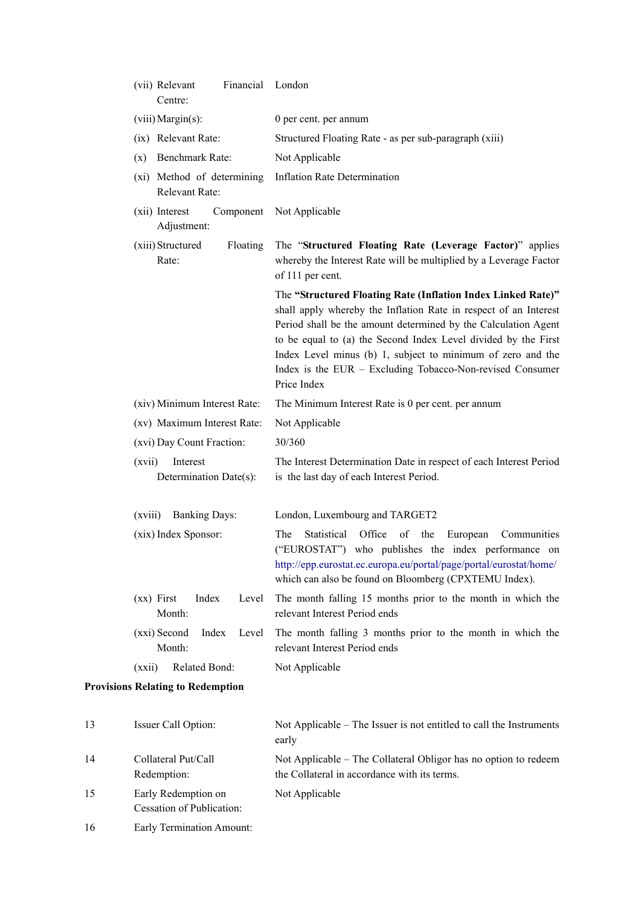| | | |
|---|---|---|
| | (vii) Relevant Financial Centre: | London |
| | (viii) Margin(s): | 0 per cent. per annum |
| | (ix) Relevant Rate: | Structured Floating Rate - as per sub-paragraph (xiii) |
| | (x) Benchmark Rate: | Not Applicable |
| | (xi) Method of determining Relevant Rate: | Inflation Rate Determination |
| | (xii) Interest Component Adjustment: | Not Applicable |
| | (xiii) Structured Floating Rate: | The "**Structured Floating Rate (Leverage Factor)**" applies whereby the Interest Rate will be multiplied by a Leverage Factor of 111 per cent.<br><br>The **"Structured Floating Rate (Inflation Index Linked Rate)"** shall apply whereby the Inflation Rate in respect of an Interest Period shall be the amount determined by the Calculation Agent to be equal to (a) the Second Index Level divided by the First Index Level minus (b) 1, subject to minimum of zero and the Index is the EUR – Excluding Tobacco-Non-revised Consumer Price Index |
| | (xiv) Minimum Interest Rate: | The Minimum Interest Rate is 0 per cent. per annum |
| | (xv) Maximum Interest Rate: | Not Applicable |
| | (xvi) Day Count Fraction: | 30/360 |
| | (xvii) Interest Determination Date(s): | The Interest Determination Date in respect of each Interest Period is the last day of each Interest Period. |
| | (xviii) Banking Days: | London, Luxembourg and TARGET2 |
| | (xix) Index Sponsor: | The Statistical Office of the European Communities ("EUROSTAT") who publishes the index performance on http://epp.eurostat.ec.europa.eu/portal/page/portal/eurostat/home/ which can also be found on Bloomberg (CPXTEMU Index). |
| | (xx) First Index Level Month: | The month falling 15 months prior to the month in which the relevant Interest Period ends |
| | (xxi) Second Index Level Month: | The month falling 3 months prior to the month in which the relevant Interest Period ends |
| | (xxii) Related Bond: | Not Applicable |

**Provisions Relating to Redemption**

| | | |
|---|---|---|
| 13 | Issuer Call Option: | Not Applicable – The Issuer is not entitled to call the Instruments early |
| 14 | Collateral Put/Call Redemption: | Not Applicable – The Collateral Obligor has no option to redeem the Collateral in accordance with its terms. |
| 15 | Early Redemption on Cessation of Publication: | Not Applicable |
| 16 | Early Termination Amount: | |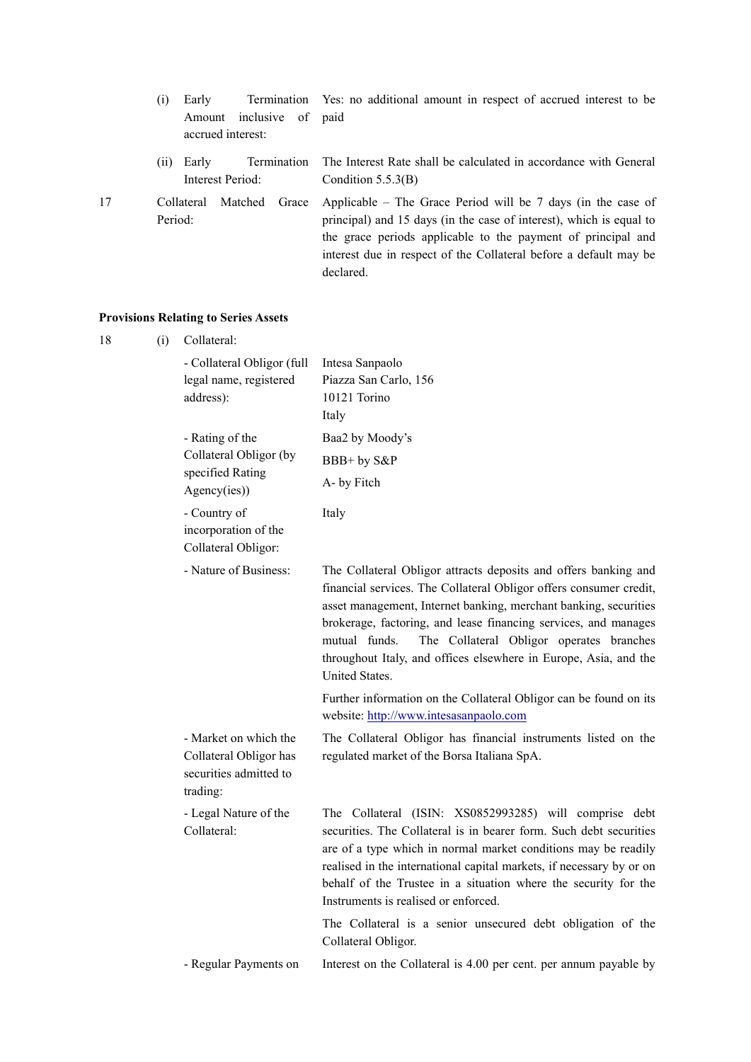| | | | |
|---|---|---|---|
| | (i) | Early Termination Amount inclusive of accrued interest: | Yes: no additional amount in respect of accrued interest to be paid |
| | (ii) | Early Termination Interest Period: | The Interest Rate shall be calculated in accordance with General Condition 5.5.3(B) |
| 17 | | Collateral Matched Grace Period: | Applicable – The Grace Period will be 7 days (in the case of principal) and 15 days (in the case of interest), which is equal to the grace periods applicable to the payment of principal and interest due in respect of the Collateral before a default may be declared. |

**Provisions Relating to Series Assets**

| | | | |
|---|---|---|---|
| 18 | (i) | Collateral: | |
| | | - Collateral Obligor (full legal name, registered address): | Intesa Sanpaolo<br>Piazza San Carlo, 156<br>10121 Torino<br>Italy |
| | | - Rating of the Collateral Obligor (by specified Rating Agency(ies)) | Baa2 by Moody's<br>BBB+ by S&P<br>A- by Fitch |
| | | - Country of incorporation of the Collateral Obligor: | Italy |
| | | - Nature of Business: | The Collateral Obligor attracts deposits and offers banking and financial services. The Collateral Obligor offers consumer credit, asset management, Internet banking, merchant banking, securities brokerage, factoring, and lease financing services, and manages mutual funds. The Collateral Obligor operates branches throughout Italy, and offices elsewhere in Europe, Asia, and the United States.<br><br>Further information on the Collateral Obligor can be found on its website: http://www.intesasanpaolo.com |
| | | - Market on which the Collateral Obligor has securities admitted to trading: | The Collateral Obligor has financial instruments listed on the regulated market of the Borsa Italiana SpA. |
| | | - Legal Nature of the Collateral: | The Collateral (ISIN: XS0852993285) will comprise debt securities. The Collateral is in bearer form. Such debt securities are of a type which in normal market conditions may be readily realised in the international capital markets, if necessary by or on behalf of the Trustee in a situation where the security for the Instruments is realised or enforced.<br><br>The Collateral is a senior unsecured debt obligation of the Collateral Obligor. |
| | | - Regular Payments on | Interest on the Collateral is 4.00 per cent. per annum payable by |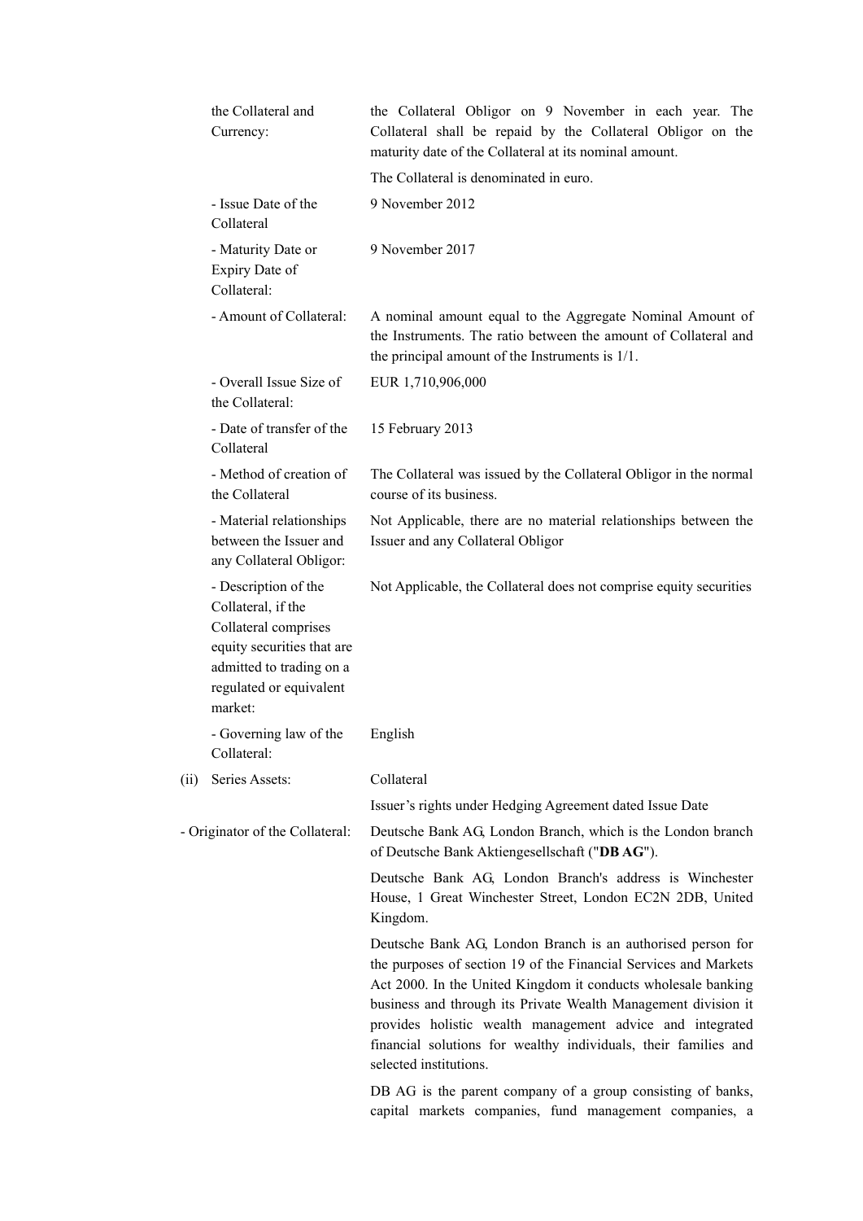| | |
|---|---|
| the Collateral and Currency: | the Collateral Obligor on 9 November in each year. The Collateral shall be repaid by the Collateral Obligor on the maturity date of the Collateral at its nominal amount.<br><br>The Collateral is denominated in euro. |
| - Issue Date of the Collateral | 9 November 2012 |
| - Maturity Date or Expiry Date of Collateral: | 9 November 2017 |
| - Amount of Collateral: | A nominal amount equal to the Aggregate Nominal Amount of the Instruments. The ratio between the amount of Collateral and the principal amount of the Instruments is 1/1. |
| - Overall Issue Size of the Collateral: | EUR 1,710,906,000 |
| - Date of transfer of the Collateral | 15 February 2013 |
| - Method of creation of the Collateral | The Collateral was issued by the Collateral Obligor in the normal course of its business. |
| - Material relationships between the Issuer and any Collateral Obligor: | Not Applicable, there are no material relationships between the Issuer and any Collateral Obligor |
| - Description of the Collateral, if the Collateral comprises equity securities that are admitted to trading on a regulated or equivalent market: | Not Applicable, the Collateral does not comprise equity securities |
| - Governing law of the Collateral: | English |
| (ii) Series Assets: | Collateral<br><br>Issuer's rights under Hedging Agreement dated Issue Date |
| - Originator of the Collateral: | Deutsche Bank AG, London Branch, which is the London branch of Deutsche Bank Aktiengesellschaft ("**DB AG**").<br><br>Deutsche Bank AG, London Branch's address is Winchester House, 1 Great Winchester Street, London EC2N 2DB, United Kingdom.<br><br>Deutsche Bank AG, London Branch is an authorised person for the purposes of section 19 of the Financial Services and Markets Act 2000. In the United Kingdom it conducts wholesale banking business and through its Private Wealth Management division it provides holistic wealth management advice and integrated financial solutions for wealthy individuals, their families and selected institutions.<br><br>DB AG is the parent company of a group consisting of banks, capital markets companies, fund management companies, a |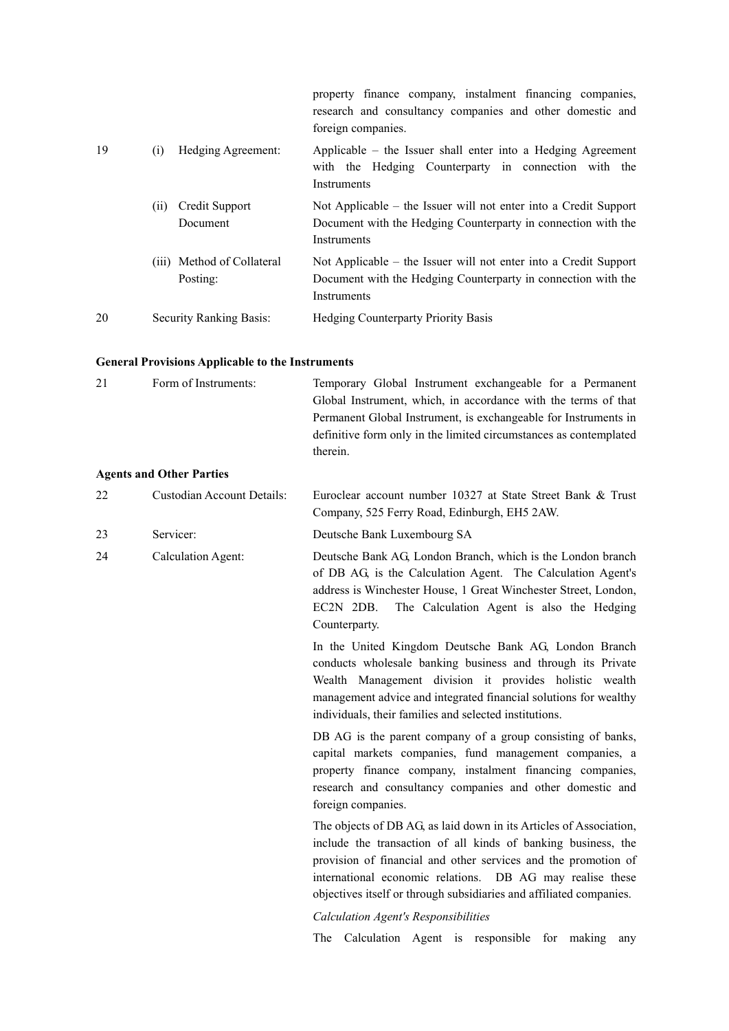|  |  |  |
|---|---|---|
| | | property finance company, instalment financing companies, research and consultancy companies and other domestic and foreign companies. |
| 19 | (i) Hedging Agreement: | Applicable – the Issuer shall enter into a Hedging Agreement with the Hedging Counterparty in connection with the Instruments |
| | (ii) Credit Support Document | Not Applicable – the Issuer will not enter into a Credit Support Document with the Hedging Counterparty in connection with the Instruments |
| | (iii) Method of Collateral Posting: | Not Applicable – the Issuer will not enter into a Credit Support Document with the Hedging Counterparty in connection with the Instruments |
| 20 | Security Ranking Basis: | Hedging Counterparty Priority Basis |

**General Provisions Applicable to the Instruments**

|  |  |  |
|---|---|---|
| 21 | Form of Instruments: | Temporary Global Instrument exchangeable for a Permanent Global Instrument, which, in accordance with the terms of that Permanent Global Instrument, is exchangeable for Instruments in definitive form only in the limited circumstances as contemplated therein. |

**Agents and Other Parties**

|  |  |  |
|---|---|---|
| 22 | Custodian Account Details: | Euroclear account number 10327 at State Street Bank & Trust Company, 525 Ferry Road, Edinburgh, EH5 2AW. |
| 23 | Servicer: | Deutsche Bank Luxembourg SA |
| 24 | Calculation Agent: | Deutsche Bank AG, London Branch, which is the London branch of DB AG, is the Calculation Agent. The Calculation Agent's address is Winchester House, 1 Great Winchester Street, London, EC2N 2DB. The Calculation Agent is also the Hedging Counterparty. |

In the United Kingdom Deutsche Bank AG, London Branch conducts wholesale banking business and through its Private Wealth Management division it provides holistic wealth management advice and integrated financial solutions for wealthy individuals, their families and selected institutions.

DB AG is the parent company of a group consisting of banks, capital markets companies, fund management companies, a property finance company, instalment financing companies, research and consultancy companies and other domestic and foreign companies.

The objects of DB AG, as laid down in its Articles of Association, include the transaction of all kinds of banking business, the provision of financial and other services and the promotion of international economic relations. DB AG may realise these objectives itself or through subsidiaries and affiliated companies.

*Calculation Agent's Responsibilities*

The Calculation Agent is responsible for making any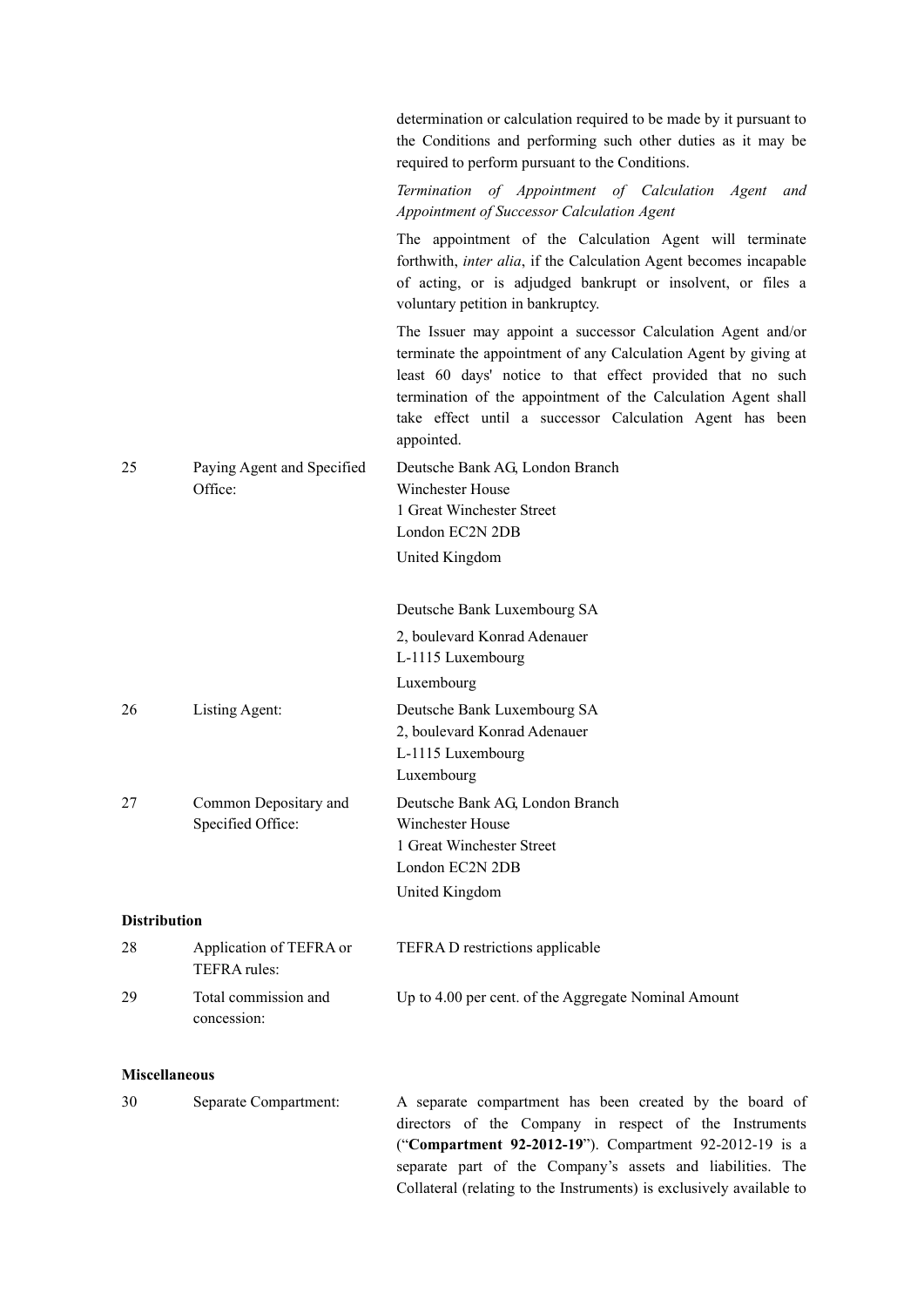| | | |
|---|---|---|
| | | determination or calculation required to be made by it pursuant to the Conditions and performing such other duties as it may be required to perform pursuant to the Conditions. |
| | | *Termination of Appointment of Calculation Agent and Appointment of Successor Calculation Agent* |
| | | The appointment of the Calculation Agent will terminate forthwith, *inter alia*, if the Calculation Agent becomes incapable of acting, or is adjudged bankrupt or insolvent, or files a voluntary petition in bankruptcy. |
| | | The Issuer may appoint a successor Calculation Agent and/or terminate the appointment of any Calculation Agent by giving at least 60 days' notice to that effect provided that no such termination of the appointment of the Calculation Agent shall take effect until a successor Calculation Agent has been appointed. |
| 25 | Paying Agent and Specified Office: | Deutsche Bank AG, London Branch<br>Winchester House<br>1 Great Winchester Street<br>London EC2N 2DB<br>United Kingdom<br><br>Deutsche Bank Luxembourg SA<br>2, boulevard Konrad Adenauer<br>L-1115 Luxembourg<br>Luxembourg |
| 26 | Listing Agent: | Deutsche Bank Luxembourg SA<br>2, boulevard Konrad Adenauer<br>L-1115 Luxembourg<br>Luxembourg |
| 27 | Common Depositary and Specified Office: | Deutsche Bank AG, London Branch<br>Winchester House<br>1 Great Winchester Street<br>London EC2N 2DB<br>United Kingdom |

**Distribution**

| | | |
|---|---|---|
| 28 | Application of TEFRA or TEFRA rules: | TEFRA D restrictions applicable |
| 29 | Total commission and concession: | Up to 4.00 per cent. of the Aggregate Nominal Amount |

**Miscellaneous**

| | | |
|---|---|---|
| 30 | Separate Compartment: | A separate compartment has been created by the board of directors of the Company in respect of the Instruments ("**Compartment 92-2012-19**"). Compartment 92-2012-19 is a separate part of the Company's assets and liabilities. The Collateral (relating to the Instruments) is exclusively available to |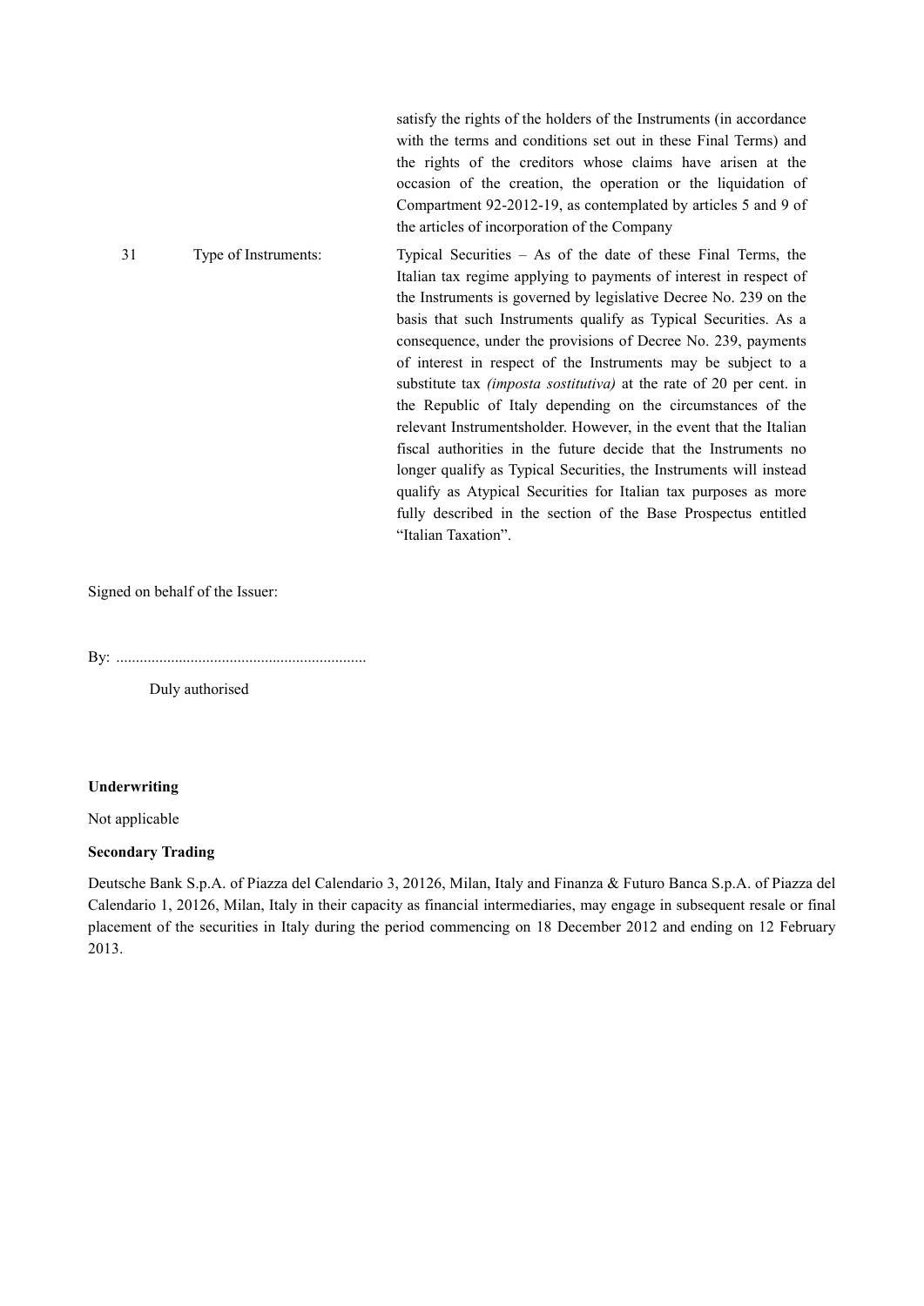| | | |
|---|---|---|
| | | satisfy the rights of the holders of the Instruments (in accordance with the terms and conditions set out in these Final Terms) and the rights of the creditors whose claims have arisen at the occasion of the creation, the operation or the liquidation of Compartment 92-2012-19, as contemplated by articles 5 and 9 of the articles of incorporation of the Company |
| 31 | Type of Instruments: | Typical Securities – As of the date of these Final Terms, the Italian tax regime applying to payments of interest in respect of the Instruments is governed by legislative Decree No. 239 on the basis that such Instruments qualify as Typical Securities. As a consequence, under the provisions of Decree No. 239, payments of interest in respect of the Instruments may be subject to a substitute tax *(imposta sostitutiva)* at the rate of 20 per cent. in the Republic of Italy depending on the circumstances of the relevant Instrumentsholder. However, in the event that the Italian fiscal authorities in the future decide that the Instruments no longer qualify as Typical Securities, the Instruments will instead qualify as Atypical Securities for Italian tax purposes as more fully described in the section of the Base Prospectus entitled "Italian Taxation". |

Signed on behalf of the Issuer:

By: ..............................................................

Duly authorised

**Underwriting**

Not applicable

**Secondary Trading**

Deutsche Bank S.p.A. of Piazza del Calendario 3, 20126, Milan, Italy and Finanza & Futuro Banca S.p.A. of Piazza del Calendario 1, 20126, Milan, Italy in their capacity as financial intermediaries, may engage in subsequent resale or final placement of the securities in Italy during the period commencing on 18 December 2012 and ending on 12 February 2013.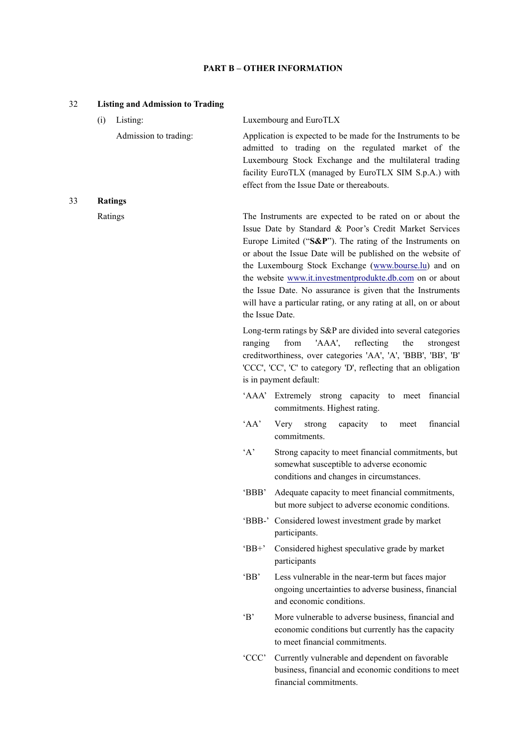**PART B – OTHER INFORMATION**

**32 Listing and Admission to Trading**

| | |
|---|---|
| (i) Listing: | Luxembourg and EuroTLX |
| Admission to trading: | Application is expected to be made for the Instruments to be admitted to trading on the regulated market of the Luxembourg Stock Exchange and the multilateral trading facility EuroTLX (managed by EuroTLX SIM S.p.A.) with effect from the Issue Date or thereabouts. |

**33 Ratings**

Ratings

The Instruments are expected to be rated on or about the Issue Date by Standard & Poor's Credit Market Services Europe Limited ("**S&P**"). The rating of the Instruments on or about the Issue Date will be published on the website of the Luxembourg Stock Exchange (www.bourse.lu) and on the website www.it.investmentprodukte.db.com on or about the Issue Date. No assurance is given that the Instruments will have a particular rating, or any rating at all, on or about the Issue Date.

Long-term ratings by S&P are divided into several categories ranging from 'AAA', reflecting the strongest creditworthiness, over categories 'AA', 'A', 'BBB', 'BB', 'B' 'CCC', 'CC', 'C' to category 'D', reflecting that an obligation is in payment default:

| | |
|---|---|
| 'AAA' | Extremely strong capacity to meet financial commitments. Highest rating. |
| 'AA' | Very strong capacity to meet financial commitments. |
| 'A' | Strong capacity to meet financial commitments, but somewhat susceptible to adverse economic conditions and changes in circumstances. |
| 'BBB' | Adequate capacity to meet financial commitments, but more subject to adverse economic conditions. |
| 'BBB-' | Considered lowest investment grade by market participants. |
| 'BB+' | Considered highest speculative grade by market participants |
| 'BB' | Less vulnerable in the near-term but faces major ongoing uncertainties to adverse business, financial and economic conditions. |
| 'B' | More vulnerable to adverse business, financial and economic conditions but currently has the capacity to meet financial commitments. |
| 'CCC' | Currently vulnerable and dependent on favorable business, financial and economic conditions to meet financial commitments. |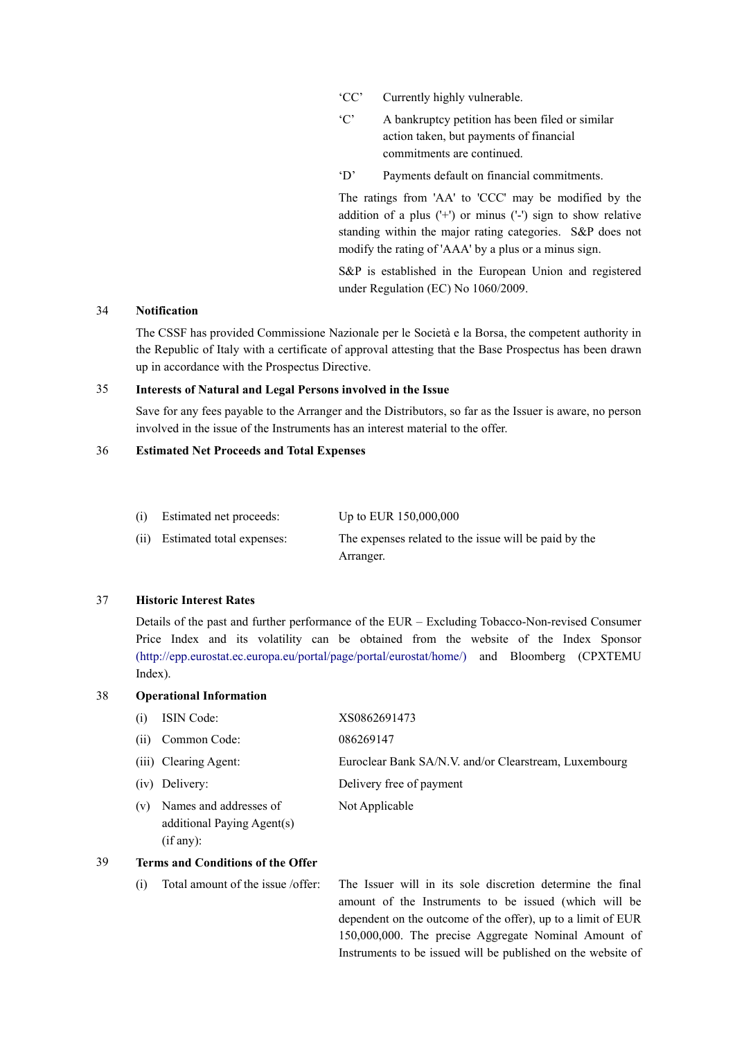| | |
|---|---|
| 'CC' | Currently highly vulnerable. |
| 'C' | A bankruptcy petition has been filed or similar action taken, but payments of financial commitments are continued. |
| 'D' | Payments default on financial commitments. |

The ratings from 'AA' to 'CCC' may be modified by the addition of a plus ('+') or minus ('-') sign to show relative standing within the major rating categories. S&P does not modify the rating of 'AAA' by a plus or a minus sign.

S&P is established in the European Union and registered under Regulation (EC) No 1060/2009.

**34 Notification**

The CSSF has provided Commissione Nazionale per le Società e la Borsa, the competent authority in the Republic of Italy with a certificate of approval attesting that the Base Prospectus has been drawn up in accordance with the Prospectus Directive.

**35 Interests of Natural and Legal Persons involved in the Issue**

Save for any fees payable to the Arranger and the Distributors, so far as the Issuer is aware, no person involved in the issue of the Instruments has an interest material to the offer.

**36 Estimated Net Proceeds and Total Expenses**

| | |
|---|---|
| (i) Estimated net proceeds: | Up to EUR 150,000,000 |
| (ii) Estimated total expenses: | The expenses related to the issue will be paid by the Arranger. |

**37 Historic Interest Rates**

Details of the past and further performance of the EUR – Excluding Tobacco-Non-revised Consumer Price Index and its volatility can be obtained from the website of the Index Sponsor (http://epp.eurostat.ec.europa.eu/portal/page/portal/eurostat/home/) and Bloomberg (CPXTEMU Index).

**38 Operational Information**

| | |
|---|---|
| (i) ISIN Code: | XS0862691473 |
| (ii) Common Code: | 086269147 |
| (iii) Clearing Agent: | Euroclear Bank SA/N.V. and/or Clearstream, Luxembourg |
| (iv) Delivery: | Delivery free of payment |
| (v) Names and addresses of additional Paying Agent(s) (if any): | Not Applicable |

**39 Terms and Conditions of the Offer**

| | |
|---|---|
| (i) Total amount of the issue /offer: | The Issuer will in its sole discretion determine the final amount of the Instruments to be issued (which will be dependent on the outcome of the offer), up to a limit of EUR 150,000,000. The precise Aggregate Nominal Amount of Instruments to be issued will be published on the website of |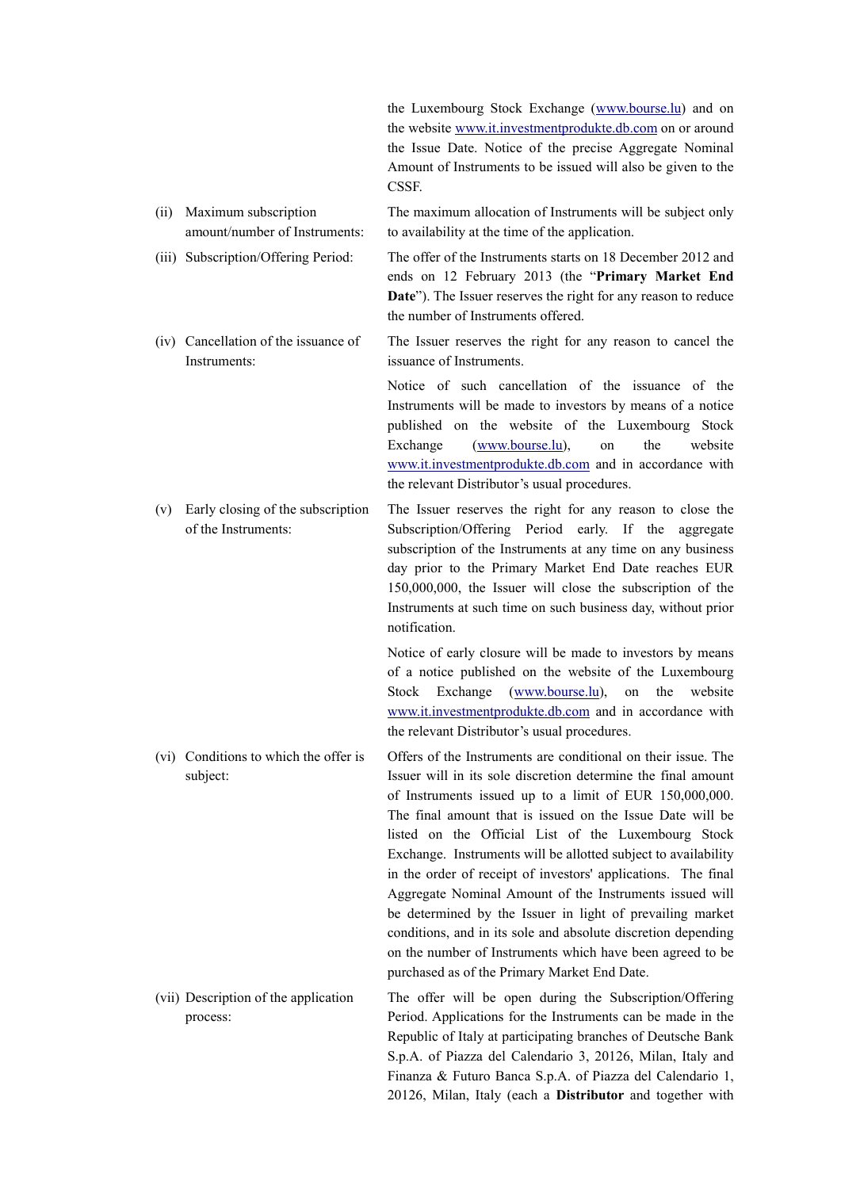the Luxembourg Stock Exchange (www.bourse.lu) and on the website www.it.investmentprodukte.db.com on or around the Issue Date. Notice of the precise Aggregate Nominal Amount of Instruments to be issued will also be given to the CSSF.

| | |
|---|---|
| (ii) Maximum subscription amount/number of Instruments: | The maximum allocation of Instruments will be subject only to availability at the time of the application. |
| (iii) Subscription/Offering Period: | The offer of the Instruments starts on 18 December 2012 and ends on 12 February 2013 (the "**Primary Market End Date**"). The Issuer reserves the right for any reason to reduce the number of Instruments offered. |
| (iv) Cancellation of the issuance of Instruments: | The Issuer reserves the right for any reason to cancel the issuance of Instruments.<br><br>Notice of such cancellation of the issuance of the Instruments will be made to investors by means of a notice published on the website of the Luxembourg Stock Exchange (www.bourse.lu), on the website www.it.investmentprodukte.db.com and in accordance with the relevant Distributor's usual procedures. |
| (v) Early closing of the subscription of the Instruments: | The Issuer reserves the right for any reason to close the Subscription/Offering Period early. If the aggregate subscription of the Instruments at any time on any business day prior to the Primary Market End Date reaches EUR 150,000,000, the Issuer will close the subscription of the Instruments at such time on such business day, without prior notification.<br><br>Notice of early closure will be made to investors by means of a notice published on the website of the Luxembourg Stock Exchange (www.bourse.lu), on the website www.it.investmentprodukte.db.com and in accordance with the relevant Distributor's usual procedures. |
| (vi) Conditions to which the offer is subject: | Offers of the Instruments are conditional on their issue. The Issuer will in its sole discretion determine the final amount of Instruments issued up to a limit of EUR 150,000,000. The final amount that is issued on the Issue Date will be listed on the Official List of the Luxembourg Stock Exchange. Instruments will be allotted subject to availability in the order of receipt of investors' applications. The final Aggregate Nominal Amount of the Instruments issued will be determined by the Issuer in light of prevailing market conditions, and in its sole and absolute discretion depending on the number of Instruments which have been agreed to be purchased as of the Primary Market End Date. |
| (vii) Description of the application process: | The offer will be open during the Subscription/Offering Period. Applications for the Instruments can be made in the Republic of Italy at participating branches of Deutsche Bank S.p.A. of Piazza del Calendario 3, 20126, Milan, Italy and Finanza & Futuro Banca S.p.A. of Piazza del Calendario 1, 20126, Milan, Italy (each a **Distributor** and together with |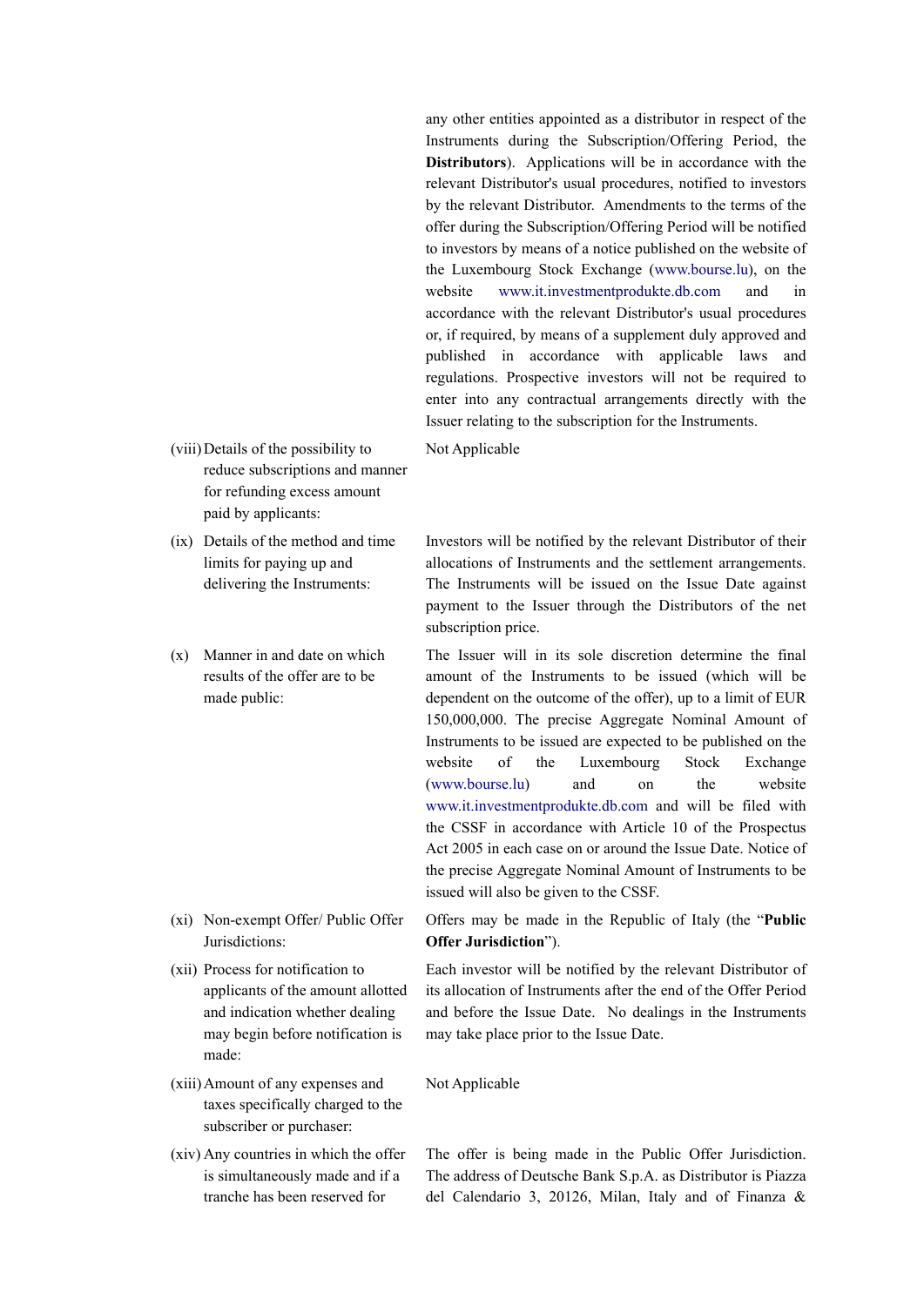| | |
|---|---|
| | any other entities appointed as a distributor in respect of the Instruments during the Subscription/Offering Period, the **Distributors**). Applications will be in accordance with the relevant Distributor's usual procedures, notified to investors by the relevant Distributor. Amendments to the terms of the offer during the Subscription/Offering Period will be notified to investors by means of a notice published on the website of the Luxembourg Stock Exchange (www.bourse.lu), on the website www.it.investmentprodukte.db.com and in accordance with the relevant Distributor's usual procedures or, if required, by means of a supplement duly approved and published in accordance with applicable laws and regulations. Prospective investors will not be required to enter into any contractual arrangements directly with the Issuer relating to the subscription for the Instruments. |
| (viii) Details of the possibility to reduce subscriptions and manner for refunding excess amount paid by applicants: | Not Applicable |
| (ix) Details of the method and time limits for paying up and delivering the Instruments: | Investors will be notified by the relevant Distributor of their allocations of Instruments and the settlement arrangements. The Instruments will be issued on the Issue Date against payment to the Issuer through the Distributors of the net subscription price. |
| (x) Manner in and date on which results of the offer are to be made public: | The Issuer will in its sole discretion determine the final amount of the Instruments to be issued (which will be dependent on the outcome of the offer), up to a limit of EUR 150,000,000. The precise Aggregate Nominal Amount of Instruments to be issued are expected to be published on the website of the Luxembourg Stock Exchange (www.bourse.lu) and on the website www.it.investmentprodukte.db.com and will be filed with the CSSF in accordance with Article 10 of the Prospectus Act 2005 in each case on or around the Issue Date. Notice of the precise Aggregate Nominal Amount of Instruments to be issued will also be given to the CSSF. |
| (xi) Non-exempt Offer/ Public Offer Jurisdictions: | Offers may be made in the Republic of Italy (the "**Public Offer Jurisdiction**"). |
| (xii) Process for notification to applicants of the amount allotted and indication whether dealing may begin before notification is made: | Each investor will be notified by the relevant Distributor of its allocation of Instruments after the end of the Offer Period and before the Issue Date. No dealings in the Instruments may take place prior to the Issue Date. |
| (xiii) Amount of any expenses and taxes specifically charged to the subscriber or purchaser: | Not Applicable |
| (xiv) Any countries in which the offer is simultaneously made and if a tranche has been reserved for | The offer is being made in the Public Offer Jurisdiction. The address of Deutsche Bank S.p.A. as Distributor is Piazza del Calendario 3, 20126, Milan, Italy and of Finanza & |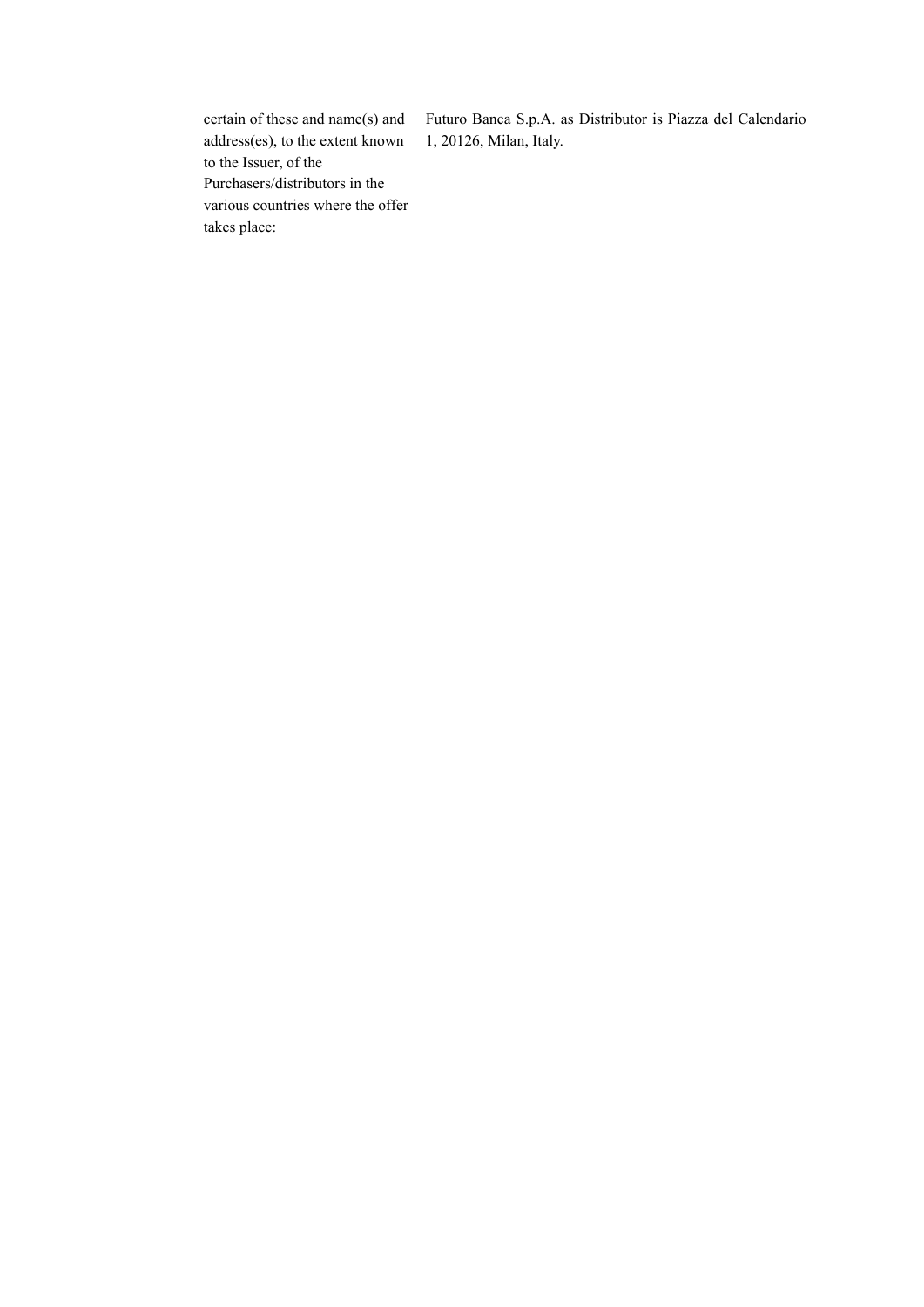| | |
|---|---|
| certain of these and name(s) and address(es), to the extent known to the Issuer, of the Purchasers/distributors in the various countries where the offer takes place: | Futuro Banca S.p.A. as Distributor is Piazza del Calendario 1, 20126, Milan, Italy. |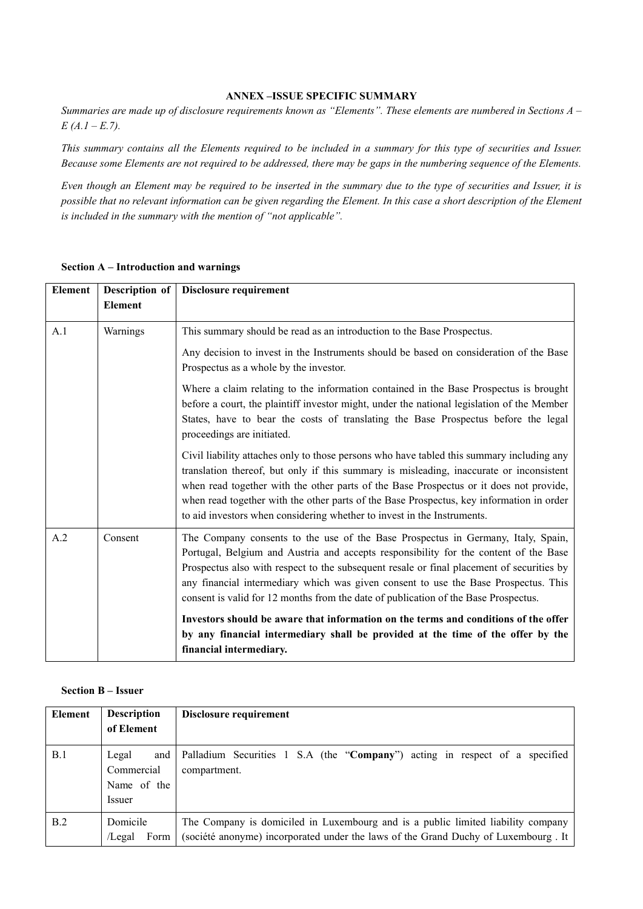**ANNEX –ISSUE SPECIFIC SUMMARY**

*Summaries are made up of disclosure requirements known as "Elements". These elements are numbered in Sections A – E (A.1 – E.7).*

*This summary contains all the Elements required to be included in a summary for this type of securities and Issuer. Because some Elements are not required to be addressed, there may be gaps in the numbering sequence of the Elements.*

*Even though an Element may be required to be inserted in the summary due to the type of securities and Issuer, it is possible that no relevant information can be given regarding the Element. In this case a short description of the Element is included in the summary with the mention of "not applicable".*

**Section A – Introduction and warnings**

| Element | Description of Element | Disclosure requirement |
|---|---|---|
| A.1 | Warnings | This summary should be read as an introduction to the Base Prospectus.<br><br>Any decision to invest in the Instruments should be based on consideration of the Base Prospectus as a whole by the investor.<br><br>Where a claim relating to the information contained in the Base Prospectus is brought before a court, the plaintiff investor might, under the national legislation of the Member States, have to bear the costs of translating the Base Prospectus before the legal proceedings are initiated.<br><br>Civil liability attaches only to those persons who have tabled this summary including any translation thereof, but only if this summary is misleading, inaccurate or inconsistent when read together with the other parts of the Base Prospectus or it does not provide, when read together with the other parts of the Base Prospectus, key information in order to aid investors when considering whether to invest in the Instruments. |
| A.2 | Consent | The Company consents to the use of the Base Prospectus in Germany, Italy, Spain, Portugal, Belgium and Austria and accepts responsibility for the content of the Base Prospectus also with respect to the subsequent resale or final placement of securities by any financial intermediary which was given consent to use the Base Prospectus. This consent is valid for 12 months from the date of publication of the Base Prospectus.<br><br>**Investors should be aware that information on the terms and conditions of the offer by any financial intermediary shall be provided at the time of the offer by the financial intermediary.** |

**Section B – Issuer**

| Element | Description of Element | Disclosure requirement |
|---|---|---|
| B.1 | Legal and Commercial Name of the Issuer | Palladium Securities 1 S.A (the "**Company**") acting in respect of a specified compartment. |
| B.2 | Domicile /Legal Form | The Company is domiciled in Luxembourg and is a public limited liability company (société anonyme) incorporated under the laws of the Grand Duchy of Luxembourg . It |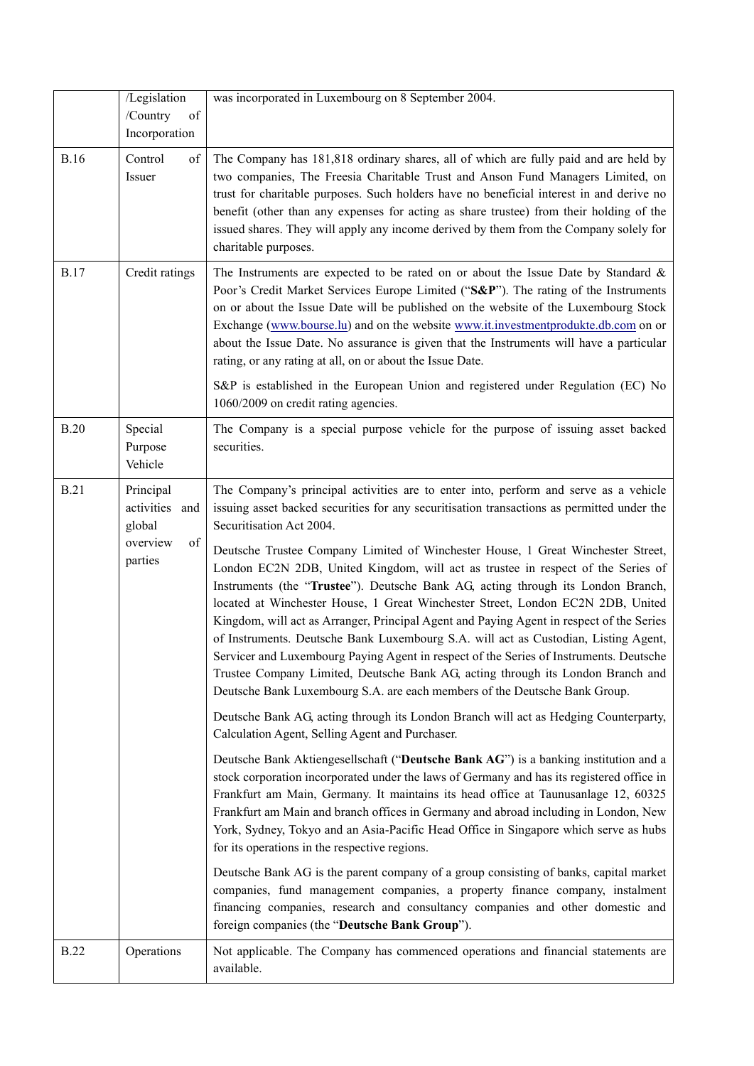| | | |
|---|---|---|
| | /Legislation /Country of Incorporation | was incorporated in Luxembourg on 8 September 2004. |
| B.16 | Control of Issuer | The Company has 181,818 ordinary shares, all of which are fully paid and are held by two companies, The Freesia Charitable Trust and Anson Fund Managers Limited, on trust for charitable purposes. Such holders have no beneficial interest in and derive no benefit (other than any expenses for acting as share trustee) from their holding of the issued shares. They will apply any income derived by them from the Company solely for charitable purposes. |
| B.17 | Credit ratings | The Instruments are expected to be rated on or about the Issue Date by Standard & Poor's Credit Market Services Europe Limited ("**S&P**"). The rating of the Instruments on or about the Issue Date will be published on the website of the Luxembourg Stock Exchange (www.bourse.lu) and on the website www.it.investmentprodukte.db.com on or about the Issue Date. No assurance is given that the Instruments will have a particular rating, or any rating at all, on or about the Issue Date.<br><br>S&P is established in the European Union and registered under Regulation (EC) No 1060/2009 on credit rating agencies. |
| B.20 | Special Purpose Vehicle | The Company is a special purpose vehicle for the purpose of issuing asset backed securities. |
| B.21 | Principal activities and global overview of parties | The Company's principal activities are to enter into, perform and serve as a vehicle issuing asset backed securities for any securitisation transactions as permitted under the Securitisation Act 2004.<br><br>Deutsche Trustee Company Limited of Winchester House, 1 Great Winchester Street, London EC2N 2DB, United Kingdom, will act as trustee in respect of the Series of Instruments (the "**Trustee**"). Deutsche Bank AG, acting through its London Branch, located at Winchester House, 1 Great Winchester Street, London EC2N 2DB, United Kingdom, will act as Arranger, Principal Agent and Paying Agent in respect of the Series of Instruments. Deutsche Bank Luxembourg S.A. will act as Custodian, Listing Agent, Servicer and Luxembourg Paying Agent in respect of the Series of Instruments. Deutsche Trustee Company Limited, Deutsche Bank AG, acting through its London Branch and Deutsche Bank Luxembourg S.A. are each members of the Deutsche Bank Group.<br><br>Deutsche Bank AG, acting through its London Branch will act as Hedging Counterparty, Calculation Agent, Selling Agent and Purchaser.<br><br>Deutsche Bank Aktiengesellschaft ("**Deutsche Bank AG**") is a banking institution and a stock corporation incorporated under the laws of Germany and has its registered office in Frankfurt am Main, Germany. It maintains its head office at Taunusanlage 12, 60325 Frankfurt am Main and branch offices in Germany and abroad including in London, New York, Sydney, Tokyo and an Asia-Pacific Head Office in Singapore which serve as hubs for its operations in the respective regions.<br><br>Deutsche Bank AG is the parent company of a group consisting of banks, capital market companies, fund management companies, a property finance company, instalment financing companies, research and consultancy companies and other domestic and foreign companies (the "**Deutsche Bank Group**"). |
| B.22 | Operations | Not applicable. The Company has commenced operations and financial statements are available. |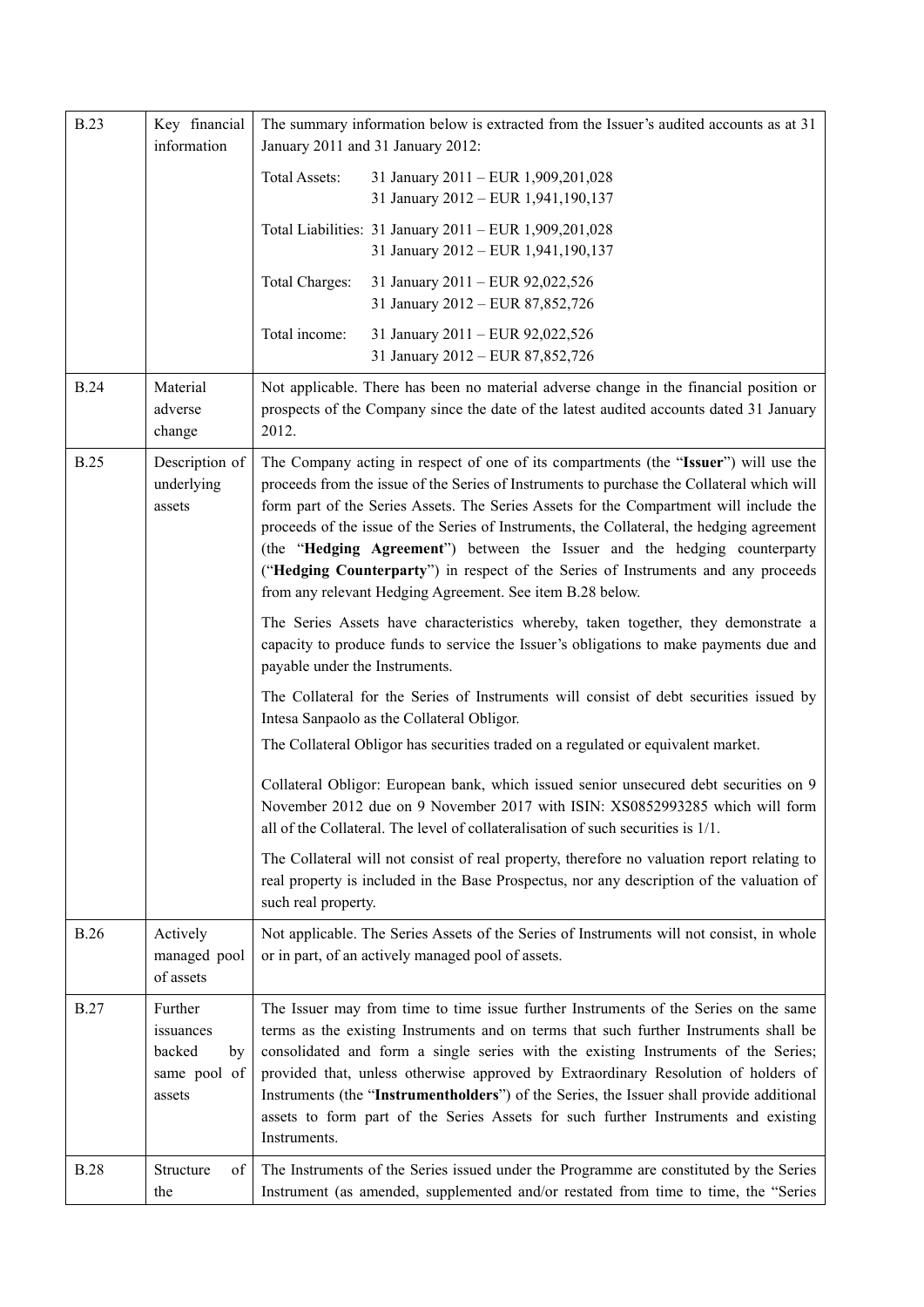| | | |
|---|---|---|
| B.23 | Key financial information | The summary information below is extracted from the Issuer's audited accounts as at 31 January 2011 and 31 January 2012:<br><br>Total Assets: 31 January 2011 – EUR 1,909,201,028<br>31 January 2012 – EUR 1,941,190,137<br><br>Total Liabilities: 31 January 2011 – EUR 1,909,201,028<br>31 January 2012 – EUR 1,941,190,137<br><br>Total Charges: 31 January 2011 – EUR 92,022,526<br>31 January 2012 – EUR 87,852,726<br><br>Total income: 31 January 2011 – EUR 92,022,526<br>31 January 2012 – EUR 87,852,726 |
| B.24 | Material adverse change | Not applicable. There has been no material adverse change in the financial position or prospects of the Company since the date of the latest audited accounts dated 31 January 2012. |
| B.25 | Description of underlying assets | The Company acting in respect of one of its compartments (the "**Issuer**") will use the proceeds from the issue of the Series of Instruments to purchase the Collateral which will form part of the Series Assets. The Series Assets for the Compartment will include the proceeds of the issue of the Series of Instruments, the Collateral, the hedging agreement (the "**Hedging Agreement**") between the Issuer and the hedging counterparty ("**Hedging Counterparty**") in respect of the Series of Instruments and any proceeds from any relevant Hedging Agreement. See item B.28 below.<br><br>The Series Assets have characteristics whereby, taken together, they demonstrate a capacity to produce funds to service the Issuer's obligations to make payments due and payable under the Instruments.<br><br>The Collateral for the Series of Instruments will consist of debt securities issued by Intesa Sanpaolo as the Collateral Obligor.<br><br>The Collateral Obligor has securities traded on a regulated or equivalent market.<br><br>Collateral Obligor: European bank, which issued senior unsecured debt securities on 9 November 2012 due on 9 November 2017 with ISIN: XS0852993285 which will form all of the Collateral. The level of collateralisation of such securities is 1/1.<br><br>The Collateral will not consist of real property, therefore no valuation report relating to real property is included in the Base Prospectus, nor any description of the valuation of such real property. |
| B.26 | Actively managed pool of assets | Not applicable. The Series Assets of the Series of Instruments will not consist, in whole or in part, of an actively managed pool of assets. |
| B.27 | Further issuances backed by same pool of assets | The Issuer may from time to time issue further Instruments of the Series on the same terms as the existing Instruments and on terms that such further Instruments shall be consolidated and form a single series with the existing Instruments of the Series; provided that, unless otherwise approved by Extraordinary Resolution of holders of Instruments (the "**Instrumentholders**") of the Series, the Issuer shall provide additional assets to form part of the Series Assets for such further Instruments and existing Instruments. |
| B.28 | Structure of the | The Instruments of the Series issued under the Programme are constituted by the Series Instrument (as amended, supplemented and/or restated from time to time, the "Series |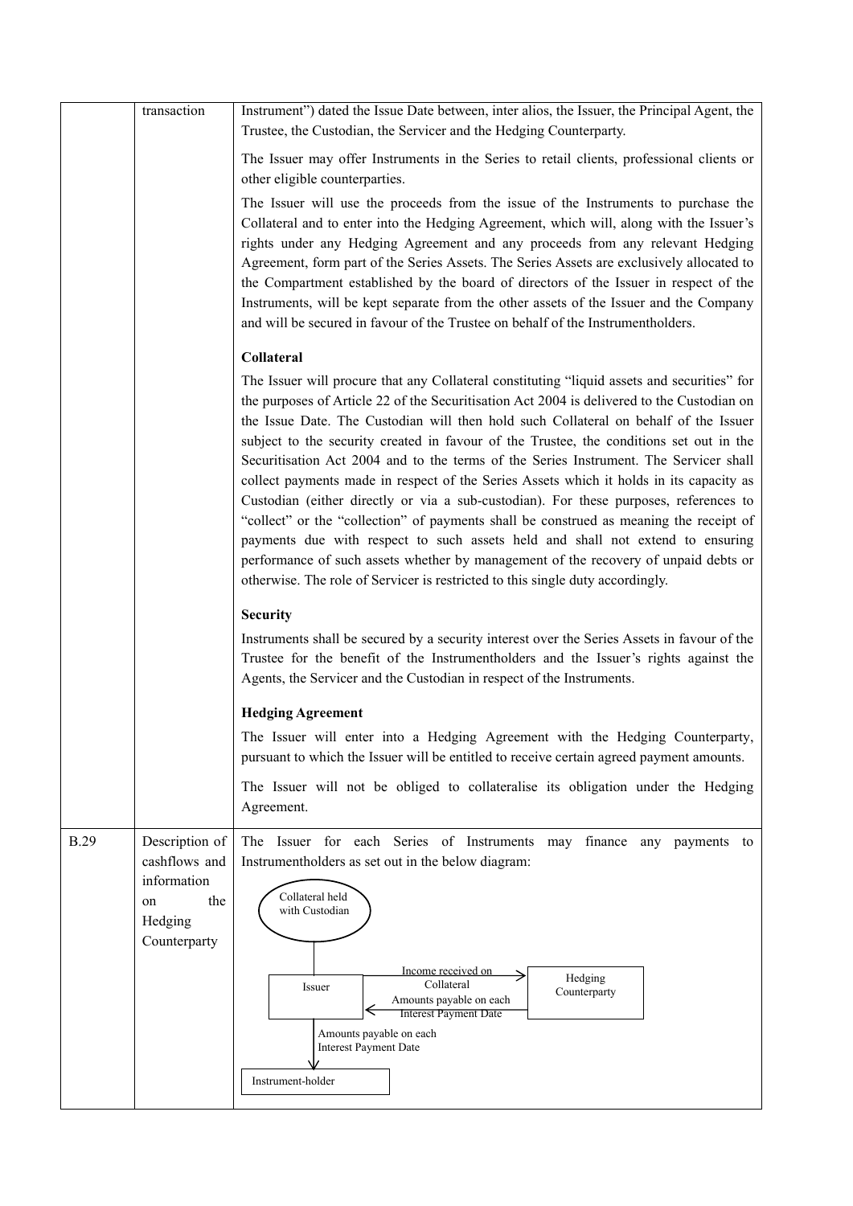| | | |
|---|---|---|
| | transaction | Instrument") dated the Issue Date between, inter alios, the Issuer, the Principal Agent, the Trustee, the Custodian, the Servicer and the Hedging Counterparty.<br><br>The Issuer may offer Instruments in the Series to retail clients, professional clients or other eligible counterparties.<br><br>The Issuer will use the proceeds from the issue of the Instruments to purchase the Collateral and to enter into the Hedging Agreement, which will, along with the Issuer's rights under any Hedging Agreement and any proceeds from any relevant Hedging Agreement, form part of the Series Assets. The Series Assets are exclusively allocated to the Compartment established by the board of directors of the Issuer in respect of the Instruments, will be kept separate from the other assets of the Issuer and the Company and will be secured in favour of the Trustee on behalf of the Instrumentholders.<br><br>**Collateral**<br><br>The Issuer will procure that any Collateral constituting "liquid assets and securities" for the purposes of Article 22 of the Securitisation Act 2004 is delivered to the Custodian on the Issue Date. The Custodian will then hold such Collateral on behalf of the Issuer subject to the security created in favour of the Trustee, the conditions set out in the Securitisation Act 2004 and to the terms of the Series Instrument. The Servicer shall collect payments made in respect of the Series Assets which it holds in its capacity as Custodian (either directly or via a sub-custodian). For these purposes, references to "collect" or the "collection" of payments shall be construed as meaning the receipt of payments due with respect to such assets held and shall not extend to ensuring performance of such assets whether by management of the recovery of unpaid debts or otherwise. The role of Servicer is restricted to this single duty accordingly.<br><br>**Security**<br><br>Instruments shall be secured by a security interest over the Series Assets in favour of the Trustee for the benefit of the Instrumentholders and the Issuer's rights against the Agents, the Servicer and the Custodian in respect of the Instruments.<br><br>**Hedging Agreement**<br><br>The Issuer will enter into a Hedging Agreement with the Hedging Counterparty, pursuant to which the Issuer will be entitled to receive certain agreed payment amounts.<br><br>The Issuer will not be obliged to collateralise its obligation under the Hedging Agreement. |
| B.29 | Description of cashflows and information on the Hedging Counterparty | The Issuer for each Series of Instruments may finance any payments to Instrumentholders as set out in the below diagram:<br><br>Collateral held with Custodian<br>Issuer → Hedging Counterparty: Income received on Collateral<br>Hedging Counterparty → Issuer: Amounts payable on each Interest Payment Date<br>Issuer → Instrument-holder: Amounts payable on each Interest Payment Date |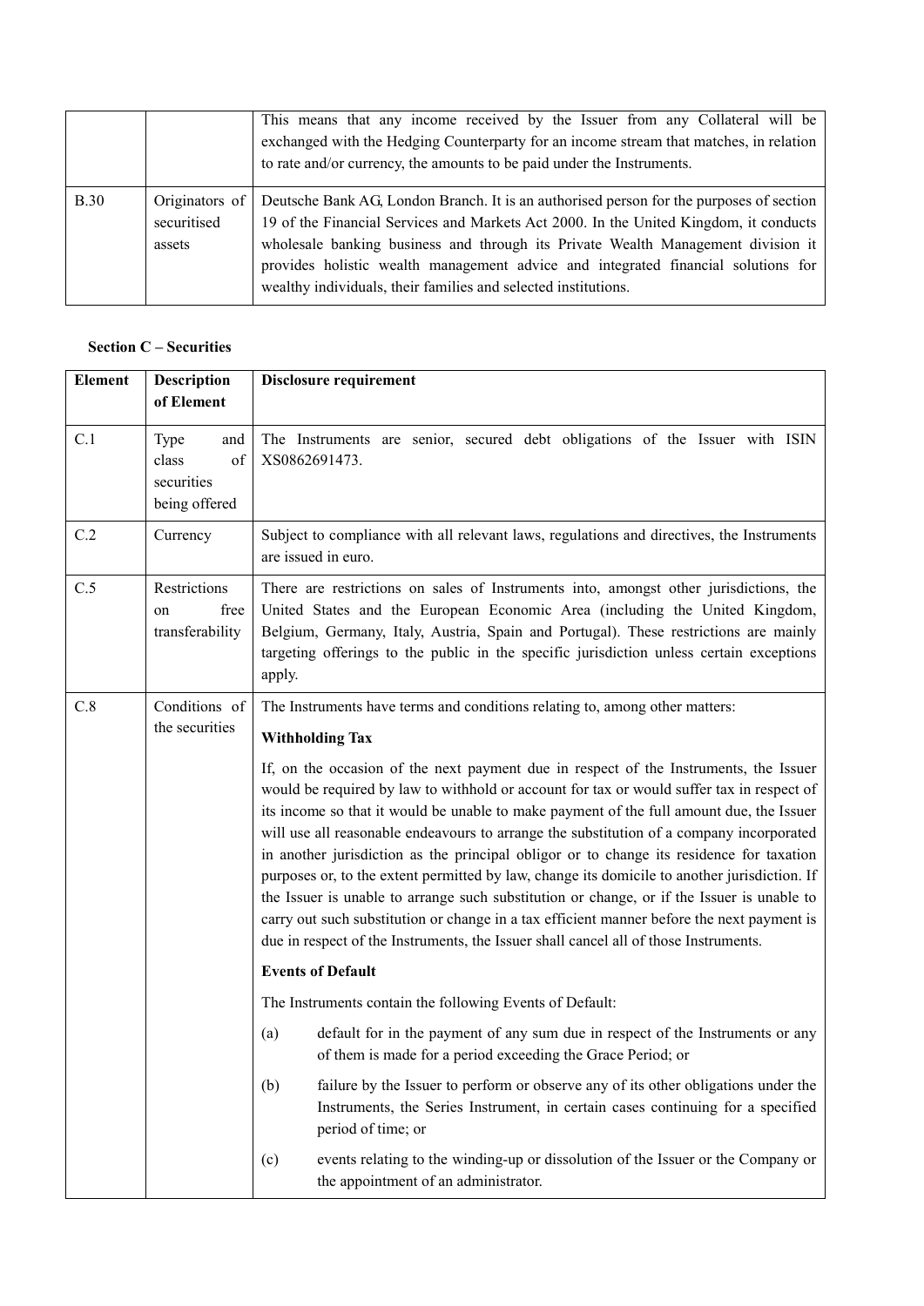| | | This means that any income received by the Issuer from any Collateral will be exchanged with the Hedging Counterparty for an income stream that matches, in relation to rate and/or currency, the amounts to be paid under the Instruments. |
|---|---|---|
| B.30 | Originators of securitised assets | Deutsche Bank AG, London Branch. It is an authorised person for the purposes of section 19 of the Financial Services and Markets Act 2000. In the United Kingdom, it conducts wholesale banking business and through its Private Wealth Management division it provides holistic wealth management advice and integrated financial solutions for wealthy individuals, their families and selected institutions. |

**Section C – Securities**

| Element | Description of Element | Disclosure requirement |
|---|---|---|
| C.1 | Type and class of securities being offered | The Instruments are senior, secured debt obligations of the Issuer with ISIN XS0862691473. |
| C.2 | Currency | Subject to compliance with all relevant laws, regulations and directives, the Instruments are issued in euro. |
| C.5 | Restrictions on free transferability | There are restrictions on sales of Instruments into, amongst other jurisdictions, the United States and the European Economic Area (including the United Kingdom, Belgium, Germany, Italy, Austria, Spain and Portugal). These restrictions are mainly targeting offerings to the public in the specific jurisdiction unless certain exceptions apply. |
| C.8 | Conditions of the securities | The Instruments have terms and conditions relating to, among other matters:<br><br>**Withholding Tax**<br><br>If, on the occasion of the next payment due in respect of the Instruments, the Issuer would be required by law to withhold or account for tax or would suffer tax in respect of its income so that it would be unable to make payment of the full amount due, the Issuer will use all reasonable endeavours to arrange the substitution of a company incorporated in another jurisdiction as the principal obligor or to change its residence for taxation purposes or, to the extent permitted by law, change its domicile to another jurisdiction. If the Issuer is unable to arrange such substitution or change, or if the Issuer is unable to carry out such substitution or change in a tax efficient manner before the next payment is due in respect of the Instruments, the Issuer shall cancel all of those Instruments.<br><br>**Events of Default**<br><br>The Instruments contain the following Events of Default:<br><br>(a) default for in the payment of any sum due in respect of the Instruments or any of them is made for a period exceeding the Grace Period; or<br><br>(b) failure by the Issuer to perform or observe any of its other obligations under the Instruments, the Series Instrument, in certain cases continuing for a specified period of time; or<br><br>(c) events relating to the winding-up or dissolution of the Issuer or the Company or the appointment of an administrator. |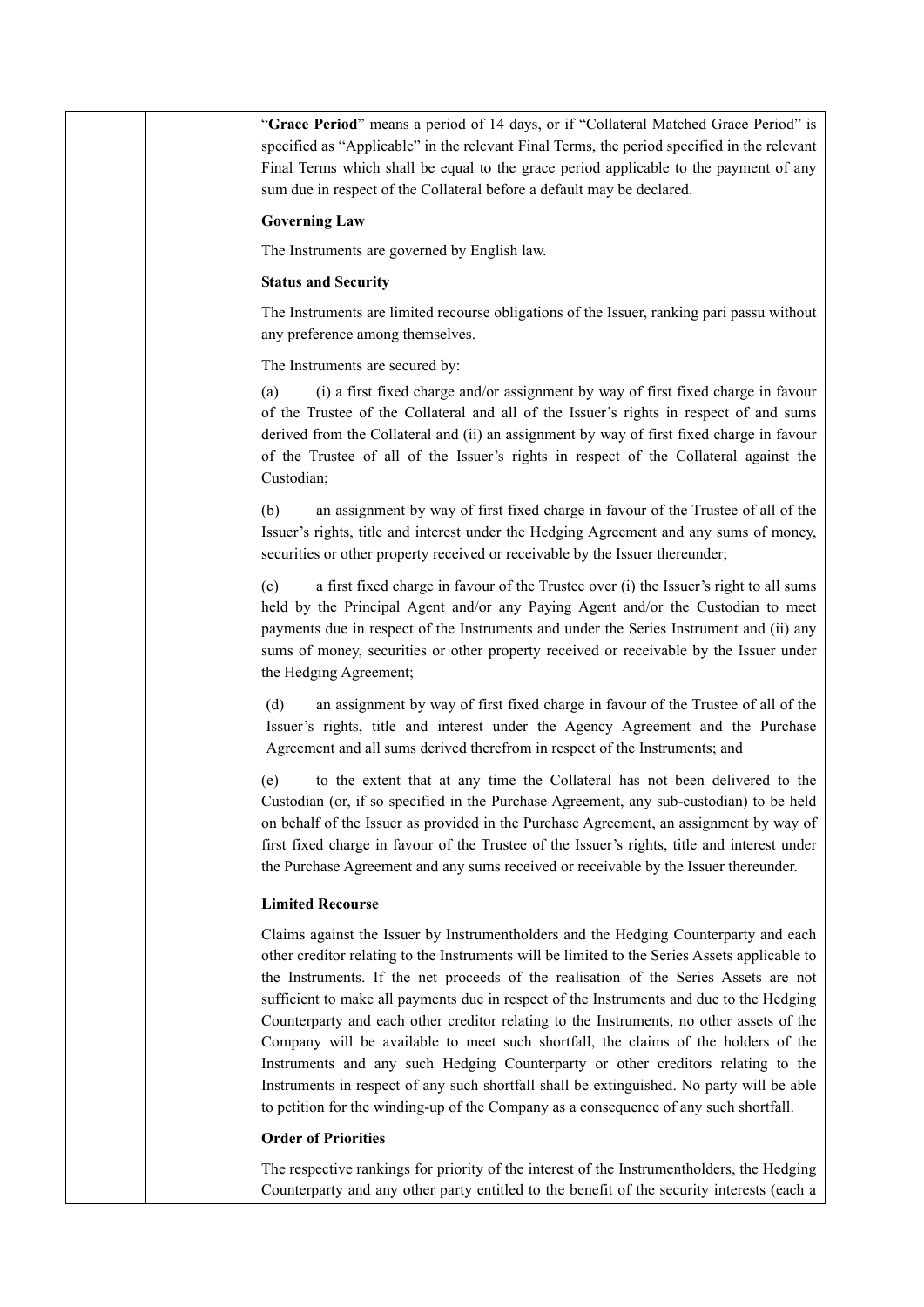"**Grace Period**" means a period of 14 days, or if "Collateral Matched Grace Period" is specified as "Applicable" in the relevant Final Terms, the period specified in the relevant Final Terms which shall be equal to the grace period applicable to the payment of any sum due in respect of the Collateral before a default may be declared.

**Governing Law**

The Instruments are governed by English law.

**Status and Security**

The Instruments are limited recourse obligations of the Issuer, ranking pari passu without any preference among themselves.

The Instruments are secured by:

(a) (i) a first fixed charge and/or assignment by way of first fixed charge in favour of the Trustee of the Collateral and all of the Issuer's rights in respect of and sums derived from the Collateral and (ii) an assignment by way of first fixed charge in favour of the Trustee of all of the Issuer's rights in respect of the Collateral against the Custodian;

(b) an assignment by way of first fixed charge in favour of the Trustee of all of the Issuer's rights, title and interest under the Hedging Agreement and any sums of money, securities or other property received or receivable by the Issuer thereunder;

(c) a first fixed charge in favour of the Trustee over (i) the Issuer's right to all sums held by the Principal Agent and/or any Paying Agent and/or the Custodian to meet payments due in respect of the Instruments and under the Series Instrument and (ii) any sums of money, securities or other property received or receivable by the Issuer under the Hedging Agreement;

(d) an assignment by way of first fixed charge in favour of the Trustee of all of the Issuer's rights, title and interest under the Agency Agreement and the Purchase Agreement and all sums derived therefrom in respect of the Instruments; and

(e) to the extent that at any time the Collateral has not been delivered to the Custodian (or, if so specified in the Purchase Agreement, any sub-custodian) to be held on behalf of the Issuer as provided in the Purchase Agreement, an assignment by way of first fixed charge in favour of the Trustee of the Issuer's rights, title and interest under the Purchase Agreement and any sums received or receivable by the Issuer thereunder.

**Limited Recourse**

Claims against the Issuer by Instrumentholders and the Hedging Counterparty and each other creditor relating to the Instruments will be limited to the Series Assets applicable to the Instruments. If the net proceeds of the realisation of the Series Assets are not sufficient to make all payments due in respect of the Instruments and due to the Hedging Counterparty and each other creditor relating to the Instruments, no other assets of the Company will be available to meet such shortfall, the claims of the holders of the Instruments and any such Hedging Counterparty or other creditors relating to the Instruments in respect of any such shortfall shall be extinguished. No party will be able to petition for the winding-up of the Company as a consequence of any such shortfall.

**Order of Priorities**

The respective rankings for priority of the interest of the Instrumentholders, the Hedging Counterparty and any other party entitled to the benefit of the security interests (each a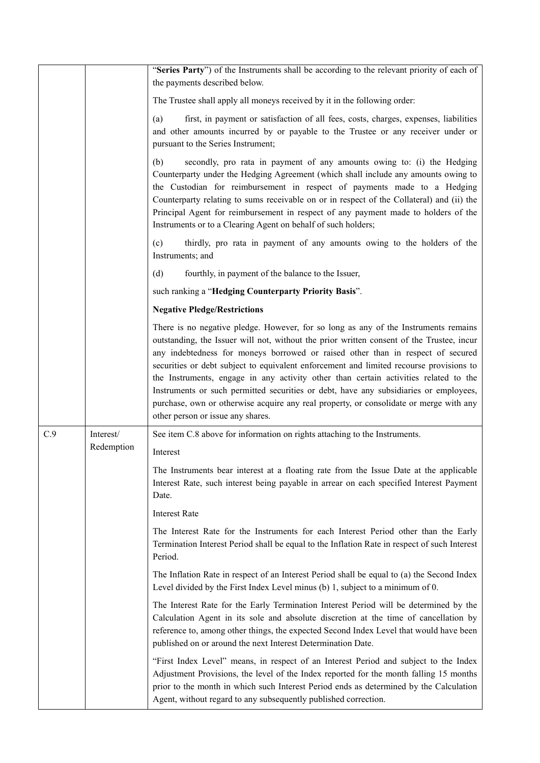| | | "**Series Party**") of the Instruments shall be according to the relevant priority of each of the payments described below.<br><br>The Trustee shall apply all moneys received by it in the following order:<br><br>(a) first, in payment or satisfaction of all fees, costs, charges, expenses, liabilities and other amounts incurred by or payable to the Trustee or any receiver under or pursuant to the Series Instrument;<br><br>(b) secondly, pro rata in payment of any amounts owing to: (i) the Hedging Counterparty under the Hedging Agreement (which shall include any amounts owing to the Custodian for reimbursement in respect of payments made to a Hedging Counterparty relating to sums receivable on or in respect of the Collateral) and (ii) the Principal Agent for reimbursement in respect of any payment made to holders of the Instruments or to a Clearing Agent on behalf of such holders;<br><br>(c) thirdly, pro rata in payment of any amounts owing to the holders of the Instruments; and<br><br>(d) fourthly, in payment of the balance to the Issuer,<br><br>such ranking a "**Hedging Counterparty Priority Basis**".<br><br>**Negative Pledge/Restrictions**<br><br>There is no negative pledge. However, for so long as any of the Instruments remains outstanding, the Issuer will not, without the prior written consent of the Trustee, incur any indebtedness for moneys borrowed or raised other than in respect of secured securities or debt subject to equivalent enforcement and limited recourse provisions to the Instruments, engage in any activity other than certain activities related to the Instruments or such permitted securities or debt, have any subsidiaries or employees, purchase, own or otherwise acquire any real property, or consolidate or merge with any other person or issue any shares. |
|---|---|---|
| C.9 | Interest/ Redemption | See item C.8 above for information on rights attaching to the Instruments.<br><br>Interest<br><br>The Instruments bear interest at a floating rate from the Issue Date at the applicable Interest Rate, such interest being payable in arrear on each specified Interest Payment Date.<br><br>Interest Rate<br><br>The Interest Rate for the Instruments for each Interest Period other than the Early Termination Interest Period shall be equal to the Inflation Rate in respect of such Interest Period.<br><br>The Inflation Rate in respect of an Interest Period shall be equal to (a) the Second Index Level divided by the First Index Level minus (b) 1, subject to a minimum of 0.<br><br>The Interest Rate for the Early Termination Interest Period will be determined by the Calculation Agent in its sole and absolute discretion at the time of cancellation by reference to, among other things, the expected Second Index Level that would have been published on or around the next Interest Determination Date.<br><br>"First Index Level" means, in respect of an Interest Period and subject to the Index Adjustment Provisions, the level of the Index reported for the month falling 15 months prior to the month in which such Interest Period ends as determined by the Calculation Agent, without regard to any subsequently published correction. |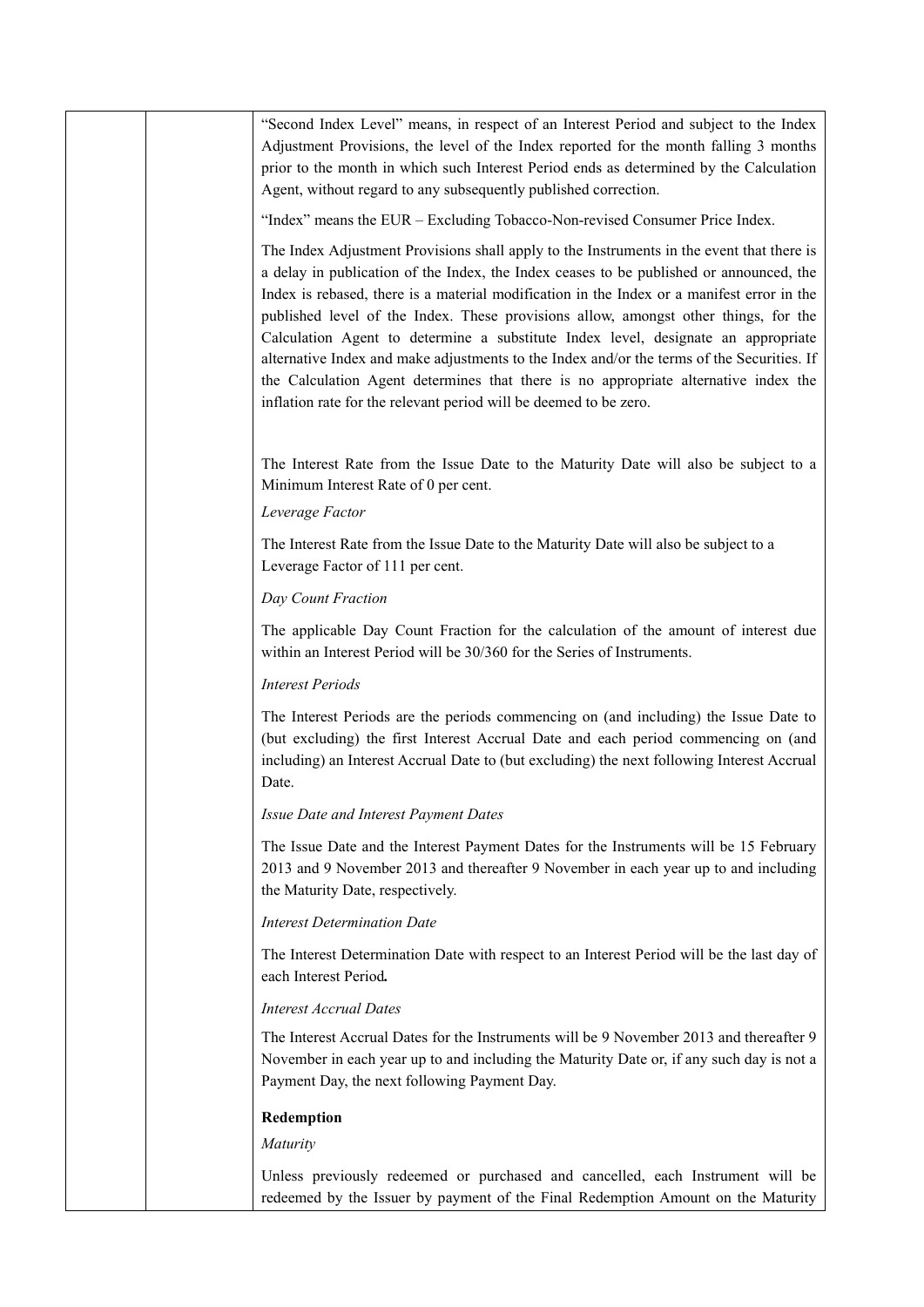"Second Index Level" means, in respect of an Interest Period and subject to the Index Adjustment Provisions, the level of the Index reported for the month falling 3 months prior to the month in which such Interest Period ends as determined by the Calculation Agent, without regard to any subsequently published correction.

"Index" means the EUR – Excluding Tobacco-Non-revised Consumer Price Index.

The Index Adjustment Provisions shall apply to the Instruments in the event that there is a delay in publication of the Index, the Index ceases to be published or announced, the Index is rebased, there is a material modification in the Index or a manifest error in the published level of the Index. These provisions allow, amongst other things, for the Calculation Agent to determine a substitute Index level, designate an appropriate alternative Index and make adjustments to the Index and/or the terms of the Securities. If the Calculation Agent determines that there is no appropriate alternative index the inflation rate for the relevant period will be deemed to be zero.

The Interest Rate from the Issue Date to the Maturity Date will also be subject to a Minimum Interest Rate of 0 per cent.

*Leverage Factor*

The Interest Rate from the Issue Date to the Maturity Date will also be subject to a Leverage Factor of 111 per cent.

*Day Count Fraction*

The applicable Day Count Fraction for the calculation of the amount of interest due within an Interest Period will be 30/360 for the Series of Instruments.

*Interest Periods*

The Interest Periods are the periods commencing on (and including) the Issue Date to (but excluding) the first Interest Accrual Date and each period commencing on (and including) an Interest Accrual Date to (but excluding) the next following Interest Accrual Date.

*Issue Date and Interest Payment Dates*

The Issue Date and the Interest Payment Dates for the Instruments will be 15 February 2013 and 9 November 2013 and thereafter 9 November in each year up to and including the Maturity Date, respectively.

*Interest Determination Date*

The Interest Determination Date with respect to an Interest Period will be the last day of each Interest Period**.**

*Interest Accrual Dates*

The Interest Accrual Dates for the Instruments will be 9 November 2013 and thereafter 9 November in each year up to and including the Maturity Date or, if any such day is not a Payment Day, the next following Payment Day.

**Redemption**

*Maturity*

Unless previously redeemed or purchased and cancelled, each Instrument will be redeemed by the Issuer by payment of the Final Redemption Amount on the Maturity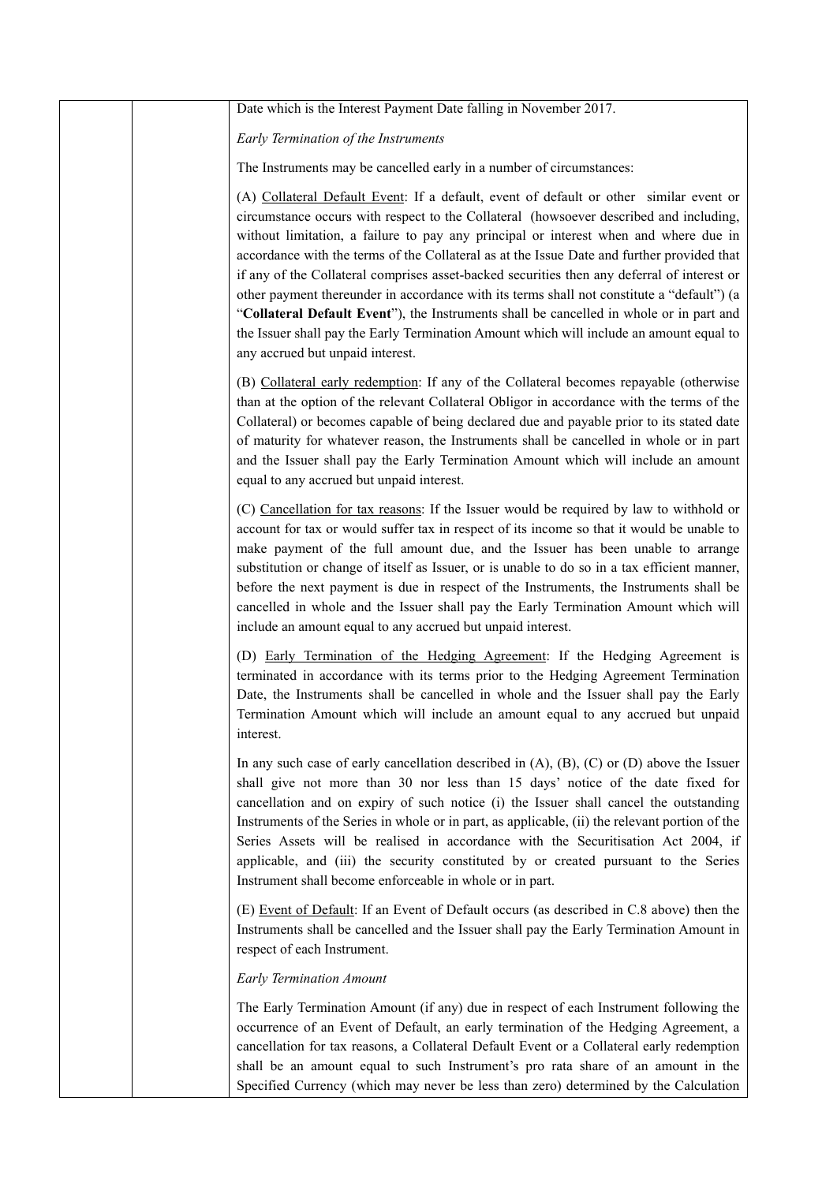| | | Date which is the Interest Payment Date falling in November 2017.<br><br>*Early Termination of the Instruments*<br><br>The Instruments may be cancelled early in a number of circumstances:<br><br>(A) Collateral Default Event: If a default, event of default or other similar event or circumstance occurs with respect to the Collateral (howsoever described and including, without limitation, a failure to pay any principal or interest when and where due in accordance with the terms of the Collateral as at the Issue Date and further provided that if any of the Collateral comprises asset-backed securities then any deferral of interest or other payment thereunder in accordance with its terms shall not constitute a "default") (a "**Collateral Default Event**"), the Instruments shall be cancelled in whole or in part and the Issuer shall pay the Early Termination Amount which will include an amount equal to any accrued but unpaid interest.<br><br>(B) Collateral early redemption: If any of the Collateral becomes repayable (otherwise than at the option of the relevant Collateral Obligor in accordance with the terms of the Collateral) or becomes capable of being declared due and payable prior to its stated date of maturity for whatever reason, the Instruments shall be cancelled in whole or in part and the Issuer shall pay the Early Termination Amount which will include an amount equal to any accrued but unpaid interest.<br><br>(C) Cancellation for tax reasons: If the Issuer would be required by law to withhold or account for tax or would suffer tax in respect of its income so that it would be unable to make payment of the full amount due, and the Issuer has been unable to arrange substitution or change of itself as Issuer, or is unable to do so in a tax efficient manner, before the next payment is due in respect of the Instruments, the Instruments shall be cancelled in whole and the Issuer shall pay the Early Termination Amount which will include an amount equal to any accrued but unpaid interest.<br><br>(D) Early Termination of the Hedging Agreement: If the Hedging Agreement is terminated in accordance with its terms prior to the Hedging Agreement Termination Date, the Instruments shall be cancelled in whole and the Issuer shall pay the Early Termination Amount which will include an amount equal to any accrued but unpaid interest.<br><br>In any such case of early cancellation described in (A), (B), (C) or (D) above the Issuer shall give not more than 30 nor less than 15 days' notice of the date fixed for cancellation and on expiry of such notice (i) the Issuer shall cancel the outstanding Instruments of the Series in whole or in part, as applicable, (ii) the relevant portion of the Series Assets will be realised in accordance with the Securitisation Act 2004, if applicable, and (iii) the security constituted by or created pursuant to the Series Instrument shall become enforceable in whole or in part.<br><br>(E) Event of Default: If an Event of Default occurs (as described in C.8 above) then the Instruments shall be cancelled and the Issuer shall pay the Early Termination Amount in respect of each Instrument.<br><br>*Early Termination Amount*<br><br>The Early Termination Amount (if any) due in respect of each Instrument following the occurrence of an Event of Default, an early termination of the Hedging Agreement, a cancellation for tax reasons, a Collateral Default Event or a Collateral early redemption shall be an amount equal to such Instrument's pro rata share of an amount in the Specified Currency (which may never be less than zero) determined by the Calculation |
|---|---|---|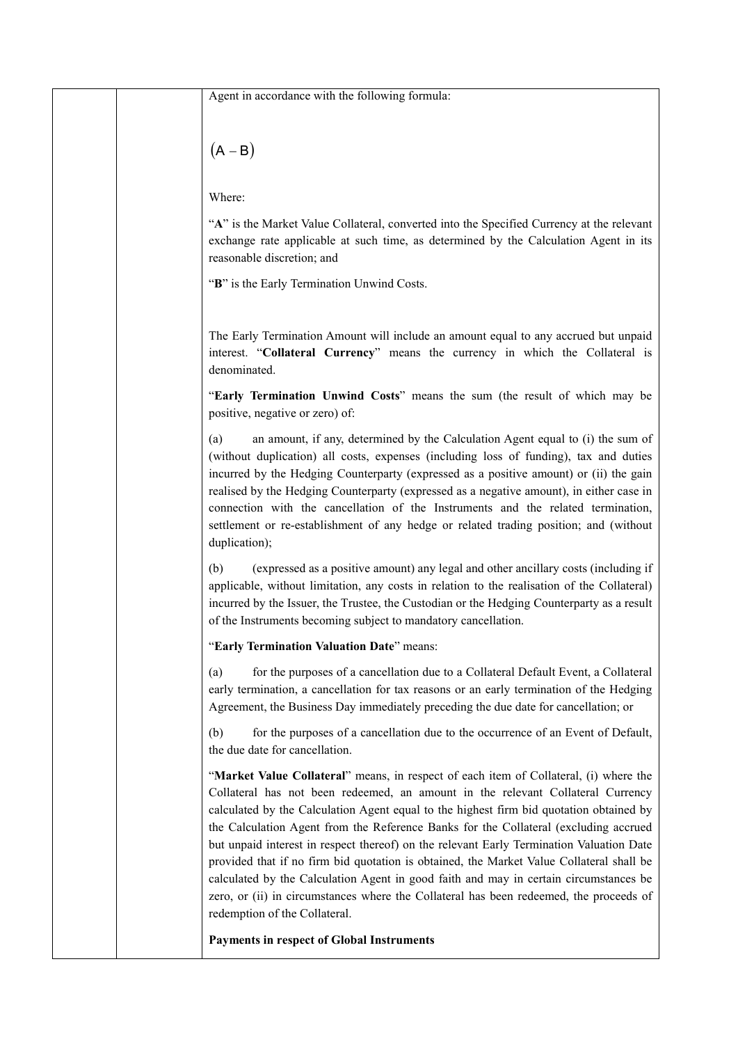Agent in accordance with the following formula:

$$(A - B)$$

Where:

"**A**" is the Market Value Collateral, converted into the Specified Currency at the relevant exchange rate applicable at such time, as determined by the Calculation Agent in its reasonable discretion; and

"**B**" is the Early Termination Unwind Costs.

The Early Termination Amount will include an amount equal to any accrued but unpaid interest. "**Collateral Currency**" means the currency in which the Collateral is denominated.

"**Early Termination Unwind Costs**" means the sum (the result of which may be positive, negative or zero) of:

(a) an amount, if any, determined by the Calculation Agent equal to (i) the sum of (without duplication) all costs, expenses (including loss of funding), tax and duties incurred by the Hedging Counterparty (expressed as a positive amount) or (ii) the gain realised by the Hedging Counterparty (expressed as a negative amount), in either case in connection with the cancellation of the Instruments and the related termination, settlement or re-establishment of any hedge or related trading position; and (without duplication);

(b) (expressed as a positive amount) any legal and other ancillary costs (including if applicable, without limitation, any costs in relation to the realisation of the Collateral) incurred by the Issuer, the Trustee, the Custodian or the Hedging Counterparty as a result of the Instruments becoming subject to mandatory cancellation.

"**Early Termination Valuation Date**" means:

(a) for the purposes of a cancellation due to a Collateral Default Event, a Collateral early termination, a cancellation for tax reasons or an early termination of the Hedging Agreement, the Business Day immediately preceding the due date for cancellation; or

(b) for the purposes of a cancellation due to the occurrence of an Event of Default, the due date for cancellation.

"**Market Value Collateral**" means, in respect of each item of Collateral, (i) where the Collateral has not been redeemed, an amount in the relevant Collateral Currency calculated by the Calculation Agent equal to the highest firm bid quotation obtained by the Calculation Agent from the Reference Banks for the Collateral (excluding accrued but unpaid interest in respect thereof) on the relevant Early Termination Valuation Date provided that if no firm bid quotation is obtained, the Market Value Collateral shall be calculated by the Calculation Agent in good faith and may in certain circumstances be zero, or (ii) in circumstances where the Collateral has been redeemed, the proceeds of redemption of the Collateral.

**Payments in respect of Global Instruments**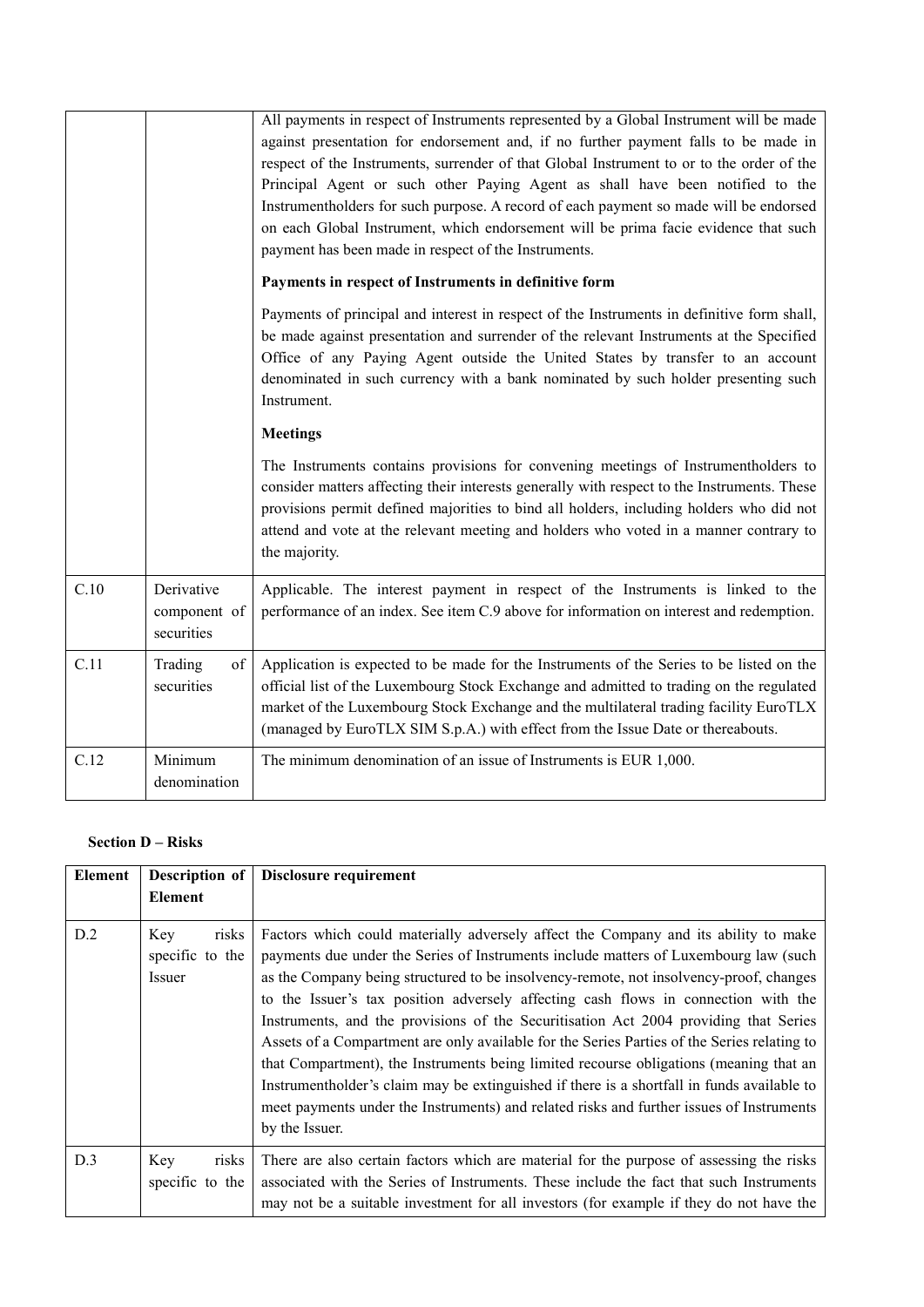| | | All payments in respect of Instruments represented by a Global Instrument will be made against presentation for endorsement and, if no further payment falls to be made in respect of the Instruments, surrender of that Global Instrument to or to the order of the Principal Agent or such other Paying Agent as shall have been notified to the Instrumentholders for such purpose. A record of each payment so made will be endorsed on each Global Instrument, which endorsement will be prima facie evidence that such payment has been made in respect of the Instruments.<br><br>**Payments in respect of Instruments in definitive form**<br><br>Payments of principal and interest in respect of the Instruments in definitive form shall, be made against presentation and surrender of the relevant Instruments at the Specified Office of any Paying Agent outside the United States by transfer to an account denominated in such currency with a bank nominated by such holder presenting such Instrument.<br><br>**Meetings**<br><br>The Instruments contains provisions for convening meetings of Instrumentholders to consider matters affecting their interests generally with respect to the Instruments. These provisions permit defined majorities to bind all holders, including holders who did not attend and vote at the relevant meeting and holders who voted in a manner contrary to the majority. |
|---|---|---|
| C.10 | Derivative component of securities | Applicable. The interest payment in respect of the Instruments is linked to the performance of an index. See item C.9 above for information on interest and redemption. |
| C.11 | Trading of securities | Application is expected to be made for the Instruments of the Series to be listed on the official list of the Luxembourg Stock Exchange and admitted to trading on the regulated market of the Luxembourg Stock Exchange and the multilateral trading facility EuroTLX (managed by EuroTLX SIM S.p.A.) with effect from the Issue Date or thereabouts. |
| C.12 | Minimum denomination | The minimum denomination of an issue of Instruments is EUR 1,000. |

**Section D – Risks**

| Element | Description of Element | Disclosure requirement |
|---|---|---|
| D.2 | Key risks specific to the Issuer | Factors which could materially adversely affect the Company and its ability to make payments due under the Series of Instruments include matters of Luxembourg law (such as the Company being structured to be insolvency-remote, not insolvency-proof, changes to the Issuer's tax position adversely affecting cash flows in connection with the Instruments, and the provisions of the Securitisation Act 2004 providing that Series Assets of a Compartment are only available for the Series Parties of the Series relating to that Compartment), the Instruments being limited recourse obligations (meaning that an Instrumentholder's claim may be extinguished if there is a shortfall in funds available to meet payments under the Instruments) and related risks and further issues of Instruments by the Issuer. |
| D.3 | Key risks specific to the | There are also certain factors which are material for the purpose of assessing the risks associated with the Series of Instruments. These include the fact that such Instruments may not be a suitable investment for all investors (for example if they do not have the |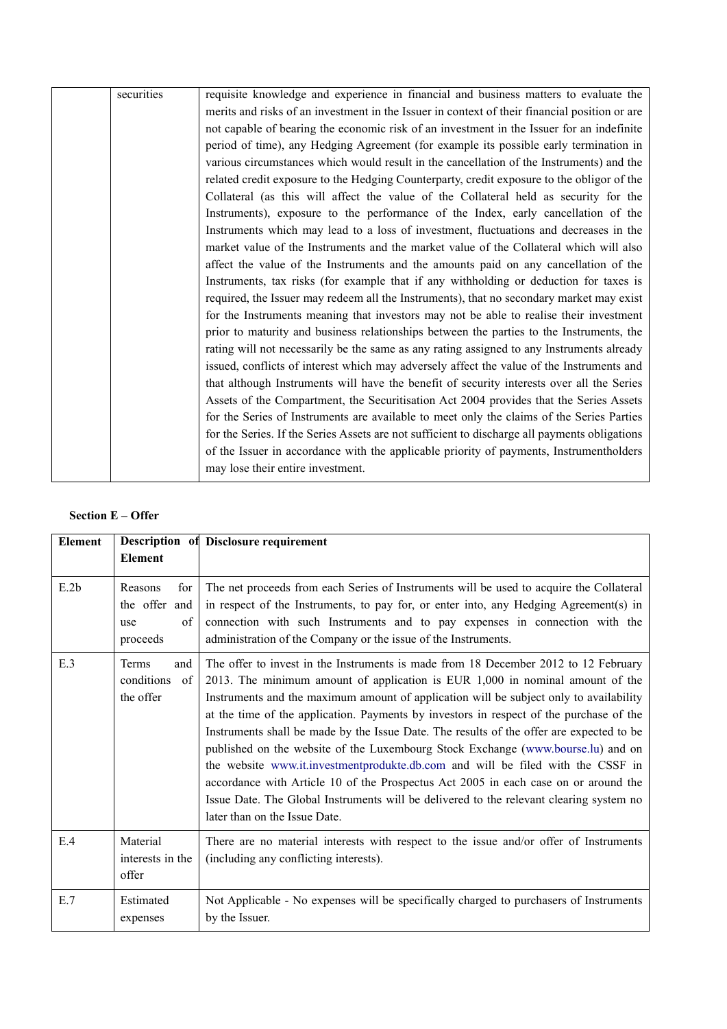| | | |
|---|---|---|
| | securities | requisite knowledge and experience in financial and business matters to evaluate the merits and risks of an investment in the Issuer in context of their financial position or are not capable of bearing the economic risk of an investment in the Issuer for an indefinite period of time), any Hedging Agreement (for example its possible early termination in various circumstances which would result in the cancellation of the Instruments) and the related credit exposure to the Hedging Counterparty, credit exposure to the obligor of the Collateral (as this will affect the value of the Collateral held as security for the Instruments), exposure to the performance of the Index, early cancellation of the Instruments which may lead to a loss of investment, fluctuations and decreases in the market value of the Instruments and the market value of the Collateral which will also affect the value of the Instruments and the amounts paid on any cancellation of the Instruments, tax risks (for example that if any withholding or deduction for taxes is required, the Issuer may redeem all the Instruments), that no secondary market may exist for the Instruments meaning that investors may not be able to realise their investment prior to maturity and business relationships between the parties to the Instruments, the rating will not necessarily be the same as any rating assigned to any Instruments already issued, conflicts of interest which may adversely affect the value of the Instruments and that although Instruments will have the benefit of security interests over all the Series Assets of the Compartment, the Securitisation Act 2004 provides that the Series Assets for the Series of Instruments are available to meet only the claims of the Series Parties for the Series. If the Series Assets are not sufficient to discharge all payments obligations of the Issuer in accordance with the applicable priority of payments, Instrumentholders may lose their entire investment. |

**Section E – Offer**

| Element | Description of Element | Disclosure requirement |
|---|---|---|
| E.2b | Reasons for the offer and use of proceeds | The net proceeds from each Series of Instruments will be used to acquire the Collateral in respect of the Instruments, to pay for, or enter into, any Hedging Agreement(s) in connection with such Instruments and to pay expenses in connection with the administration of the Company or the issue of the Instruments. |
| E.3 | Terms and conditions of the offer | The offer to invest in the Instruments is made from 18 December 2012 to 12 February 2013. The minimum amount of application is EUR 1,000 in nominal amount of the Instruments and the maximum amount of application will be subject only to availability at the time of the application. Payments by investors in respect of the purchase of the Instruments shall be made by the Issue Date. The results of the offer are expected to be published on the website of the Luxembourg Stock Exchange (www.bourse.lu) and on the website www.it.investmentprodukte.db.com and will be filed with the CSSF in accordance with Article 10 of the Prospectus Act 2005 in each case on or around the Issue Date. The Global Instruments will be delivered to the relevant clearing system no later than on the Issue Date. |
| E.4 | Material interests in the offer | There are no material interests with respect to the issue and/or offer of Instruments (including any conflicting interests). |
| E.7 | Estimated expenses | Not Applicable - No expenses will be specifically charged to purchasers of Instruments by the Issuer. |